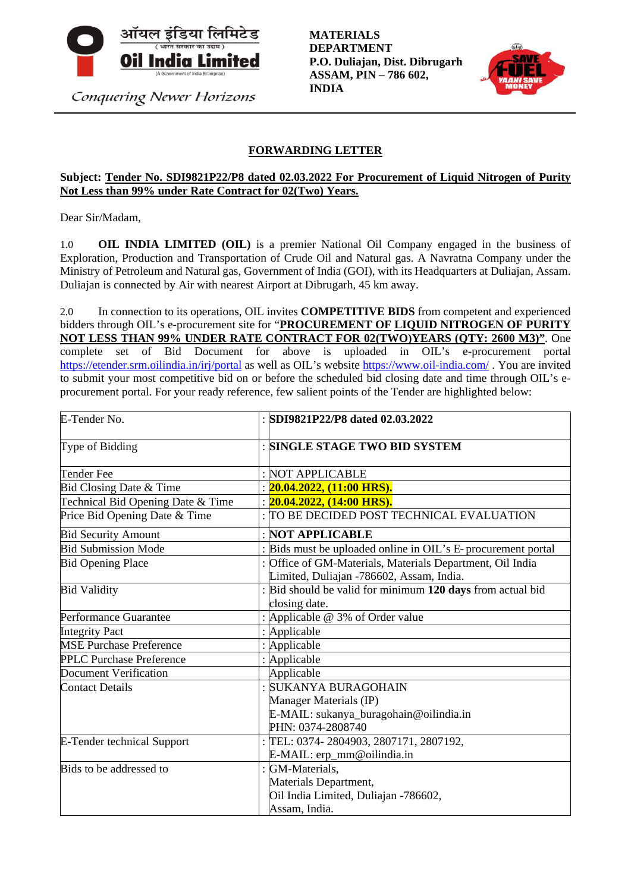ऑयल इंडिया लिमिटेड
( भारत सरकार का उद्यम )
**Oil India Limited**
(A Government of India Enterprise)

*Conquering Newer Horizons*

**MATERIALS DEPARTMENT**
**P.O. Duliajan, Dist. Dibrugarh**
**ASSAM, PIN – 786 602,**
**INDIA**

## FORWARDING LETTER

**Subject: Tender No. SDI9821P22/P8 dated 02.03.2022 For Procurement of Liquid Nitrogen of Purity Not Less than 99% under Rate Contract for 02(Two) Years.**

Dear Sir/Madam,

1.0 **OIL INDIA LIMITED (OIL)** is a premier National Oil Company engaged in the business of Exploration, Production and Transportation of Crude Oil and Natural gas. A Navratna Company under the Ministry of Petroleum and Natural gas, Government of India (GOI), with its Headquarters at Duliajan, Assam. Duliajan is connected by Air with nearest Airport at Dibrugarh, 45 km away.

2.0 In connection to its operations, OIL invites **COMPETITIVE BIDS** from competent and experienced bidders through OIL's e-procurement site for "**PROCUREMENT OF LIQUID NITROGEN OF PURITY NOT LESS THAN 99% UNDER RATE CONTRACT FOR 02(TWO)YEARS (QTY: 2600 M3)**". One complete set of Bid Document for above is uploaded in OIL's e-procurement portal https://etender.srm.oilindia.in/irj/portal as well as OIL's website https://www.oil-india.com/ . You are invited to submit your most competitive bid on or before the scheduled bid closing date and time through OIL's e-procurement portal. For your ready reference, few salient points of the Tender are highlighted below:

| | |
|---|---|
| E-Tender No. | : **SDI9821P22/P8 dated 02.03.2022** |
| Type of Bidding | : **SINGLE STAGE TWO BID SYSTEM** |
| Tender Fee | : NOT APPLICABLE |
| Bid Closing Date & Time | : **20.04.2022, (11:00 HRS).** |
| Technical Bid Opening Date & Time | : **20.04.2022, (14:00 HRS).** |
| Price Bid Opening Date & Time | : TO BE DECIDED POST TECHNICAL EVALUATION |
| Bid Security Amount | : **NOT APPLICABLE** |
| Bid Submission Mode | : Bids must be uploaded online in OIL's E- procurement portal |
| Bid Opening Place | : Office of GM-Materials, Materials Department, Oil India Limited, Duliajan -786602, Assam, India. |
| Bid Validity | : Bid should be valid for minimum **120 days** from actual bid closing date. |
| Performance Guarantee | : Applicable @ 3% of Order value |
| Integrity Pact | : Applicable |
| MSE Purchase Preference | : Applicable |
| PPLC Purchase Preference | : Applicable |
| Document Verification | Applicable |
| Contact Details | : SUKANYA BURAGOHAIN<br>Manager Materials (IP)<br>E-MAIL: sukanya_buragohain@oilindia.in<br>PHN: 0374-2808740 |
| E-Tender technical Support | : TEL: 0374- 2804903, 2807171, 2807192,<br>E-MAIL: erp_mm@oilindia.in |
| Bids to be addressed to | : GM-Materials,<br>Materials Department,<br>Oil India Limited, Duliajan -786602,<br>Assam, India. |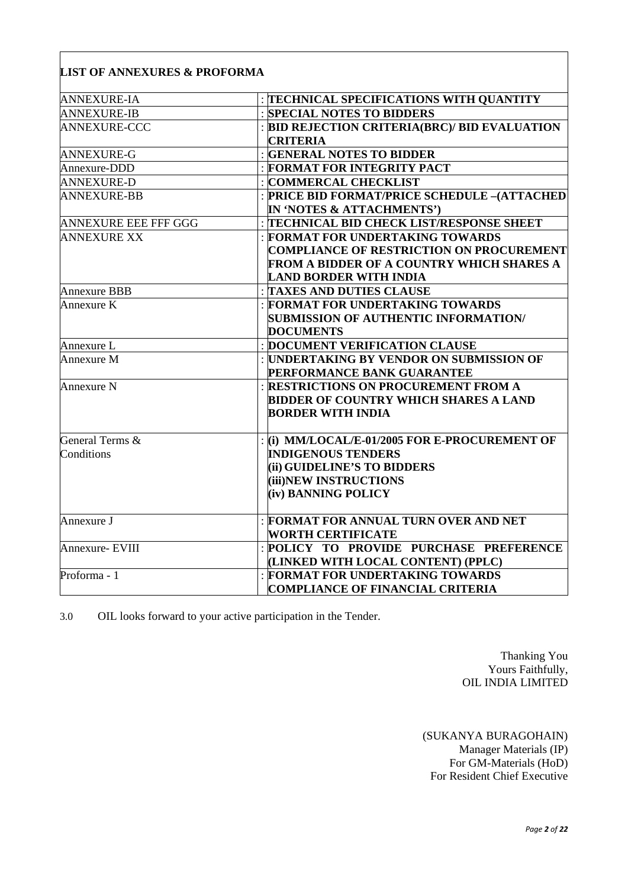**LIST OF ANNEXURES & PROFORMA**

| | |
|---|---|
| ANNEXURE-IA | : **TECHNICAL SPECIFICATIONS WITH QUANTITY** |
| ANNEXURE-IB | : **SPECIAL NOTES TO BIDDERS** |
| ANNEXURE-CCC | : **BID REJECTION CRITERIA(BRC)/ BID EVALUATION CRITERIA** |
| ANNEXURE-G | : **GENERAL NOTES TO BIDDER** |
| Annexure-DDD | : **FORMAT FOR INTEGRITY PACT** |
| ANNEXURE-D | : **COMMERCAL CHECKLIST** |
| ANNEXURE-BB | : **PRICE BID FORMAT/PRICE SCHEDULE –(ATTACHED IN 'NOTES & ATTACHMENTS')** |
| ANNEXURE EEE FFF GGG | : **TECHNICAL BID CHECK LIST/RESPONSE SHEET** |
| ANNEXURE XX | : **FORMAT FOR UNDERTAKING TOWARDS COMPLIANCE OF RESTRICTION ON PROCUREMENT FROM A BIDDER OF A COUNTRY WHICH SHARES A LAND BORDER WITH INDIA** |
| Annexure BBB | : **TAXES AND DUTIES CLAUSE** |
| Annexure K | : **FORMAT FOR UNDERTAKING TOWARDS SUBMISSION OF AUTHENTIC INFORMATION/ DOCUMENTS** |
| Annexure L | : **DOCUMENT VERIFICATION CLAUSE** |
| Annexure M | : **UNDERTAKING BY VENDOR ON SUBMISSION OF PERFORMANCE BANK GUARANTEE** |
| Annexure N | : **RESTRICTIONS ON PROCUREMENT FROM A BIDDER OF COUNTRY WHICH SHARES A LAND BORDER WITH INDIA** |
| General Terms & Conditions | : **(i) MM/LOCAL/E-01/2005 FOR E-PROCUREMENT OF INDIGENOUS TENDERS (ii) GUIDELINE'S TO BIDDERS (iii)NEW INSTRUCTIONS (iv) BANNING POLICY** |
| Annexure J | : **FORMAT FOR ANNUAL TURN OVER AND NET WORTH CERTIFICATE** |
| Annexure- EVIII | : **POLICY TO PROVIDE PURCHASE PREFERENCE (LINKED WITH LOCAL CONTENT) (PPLC)** |
| Proforma - 1 | : **FORMAT FOR UNDERTAKING TOWARDS COMPLIANCE OF FINANCIAL CRITERIA** |

3.0 OIL looks forward to your active participation in the Tender.

Thanking You
Yours Faithfully,
OIL INDIA LIMITED

(SUKANYA BURAGOHAIN)
Manager Materials (IP)
For GM-Materials (HoD)
For Resident Chief Executive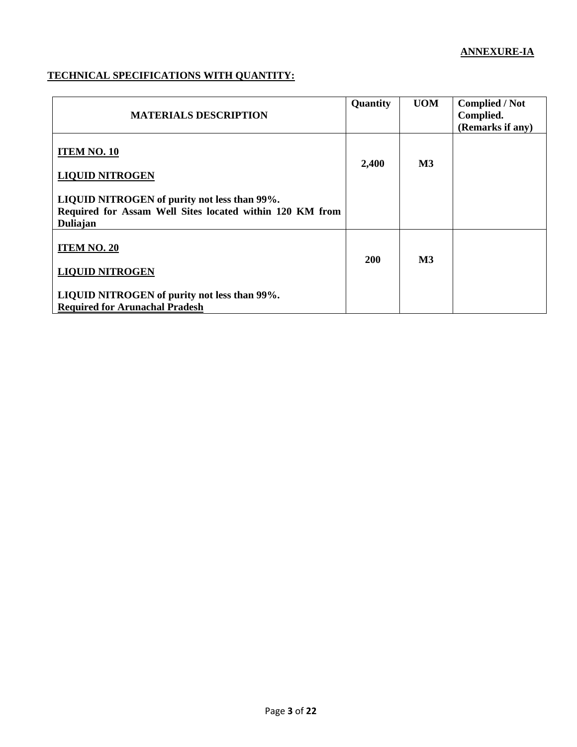**ANNEXURE-IA**

**TECHNICAL SPECIFICATIONS WITH QUANTITY:**

| MATERIALS DESCRIPTION | Quantity | UOM | Complied / Not Complied. (Remarks if any) |
|---|---|---|---|
| **ITEM NO. 10**<br><br>**LIQUID NITROGEN**<br><br>**LIQUID NITROGEN of purity not less than 99%.**<br>**Required for Assam Well Sites located within 120 KM from Duliajan** | **2,400** | **M3** | |
| **ITEM NO. 20**<br><br>**LIQUID NITROGEN**<br><br>**LIQUID NITROGEN of purity not less than 99%.**<br>**Required for Arunachal Pradesh** | **200** | **M3** | |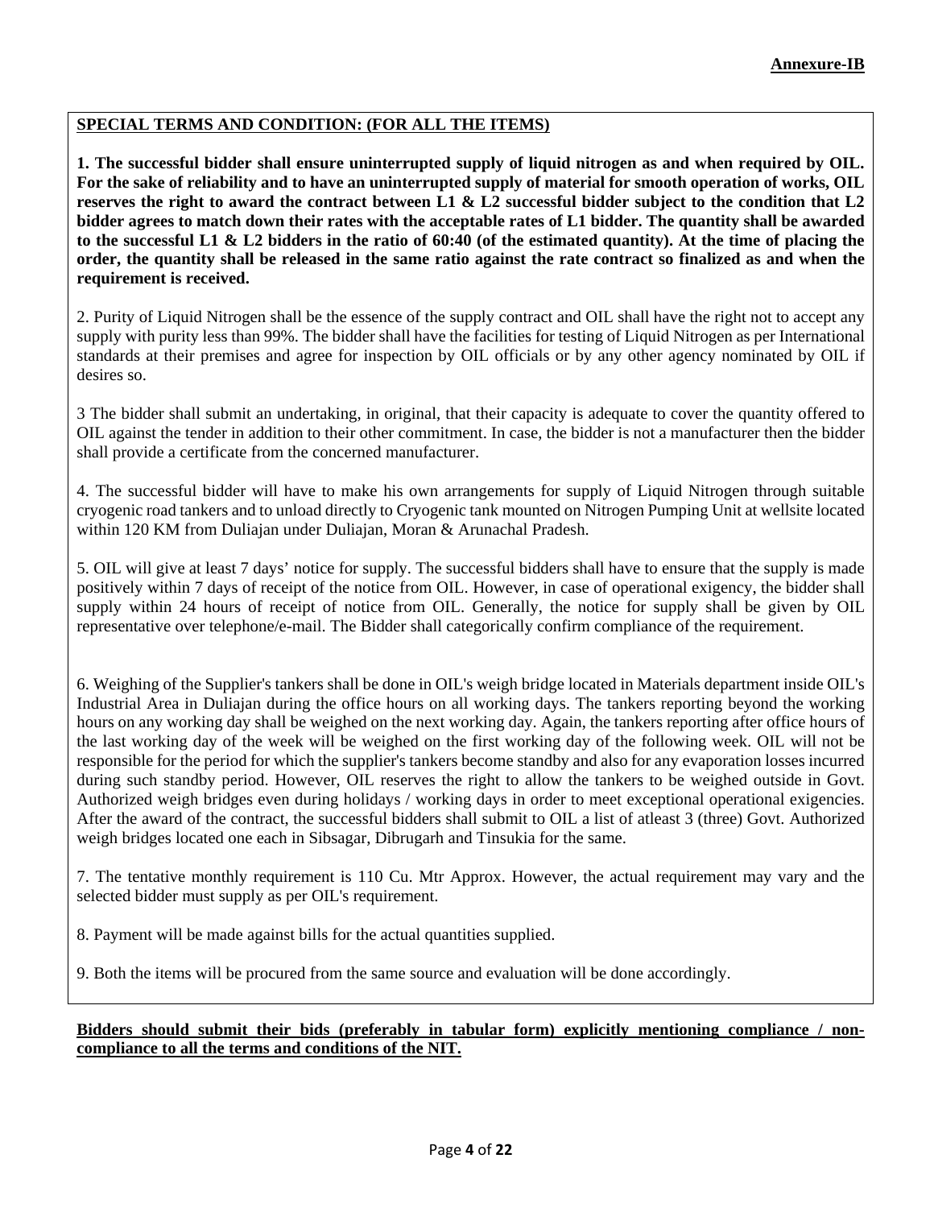**Annexure-IB**

**SPECIAL TERMS AND CONDITION: (FOR ALL THE ITEMS)**

**1. The successful bidder shall ensure uninterrupted supply of liquid nitrogen as and when required by OIL. For the sake of reliability and to have an uninterrupted supply of material for smooth operation of works, OIL reserves the right to award the contract between L1 & L2 successful bidder subject to the condition that L2 bidder agrees to match down their rates with the acceptable rates of L1 bidder. The quantity shall be awarded to the successful L1 & L2 bidders in the ratio of 60:40 (of the estimated quantity). At the time of placing the order, the quantity shall be released in the same ratio against the rate contract so finalized as and when the requirement is received.**

2. Purity of Liquid Nitrogen shall be the essence of the supply contract and OIL shall have the right not to accept any supply with purity less than 99%. The bidder shall have the facilities for testing of Liquid Nitrogen as per International standards at their premises and agree for inspection by OIL officials or by any other agency nominated by OIL if desires so.

3 The bidder shall submit an undertaking, in original, that their capacity is adequate to cover the quantity offered to OIL against the tender in addition to their other commitment. In case, the bidder is not a manufacturer then the bidder shall provide a certificate from the concerned manufacturer.

4. The successful bidder will have to make his own arrangements for supply of Liquid Nitrogen through suitable cryogenic road tankers and to unload directly to Cryogenic tank mounted on Nitrogen Pumping Unit at wellsite located within 120 KM from Duliajan under Duliajan, Moran & Arunachal Pradesh.

5. OIL will give at least 7 days' notice for supply. The successful bidders shall have to ensure that the supply is made positively within 7 days of receipt of the notice from OIL. However, in case of operational exigency, the bidder shall supply within 24 hours of receipt of notice from OIL. Generally, the notice for supply shall be given by OIL representative over telephone/e-mail. The Bidder shall categorically confirm compliance of the requirement.

6. Weighing of the Supplier's tankers shall be done in OIL's weigh bridge located in Materials department inside OIL's Industrial Area in Duliajan during the office hours on all working days. The tankers reporting beyond the working hours on any working day shall be weighed on the next working day. Again, the tankers reporting after office hours of the last working day of the week will be weighed on the first working day of the following week. OIL will not be responsible for the period for which the supplier's tankers become standby and also for any evaporation losses incurred during such standby period. However, OIL reserves the right to allow the tankers to be weighed outside in Govt. Authorized weigh bridges even during holidays / working days in order to meet exceptional operational exigencies. After the award of the contract, the successful bidders shall submit to OIL a list of atleast 3 (three) Govt. Authorized weigh bridges located one each in Sibsagar, Dibrugarh and Tinsukia for the same.

7. The tentative monthly requirement is 110 Cu. Mtr Approx. However, the actual requirement may vary and the selected bidder must supply as per OIL's requirement.

8. Payment will be made against bills for the actual quantities supplied.

9. Both the items will be procured from the same source and evaluation will be done accordingly.

**Bidders should submit their bids (preferably in tabular form) explicitly mentioning compliance / non-compliance to all the terms and conditions of the NIT.**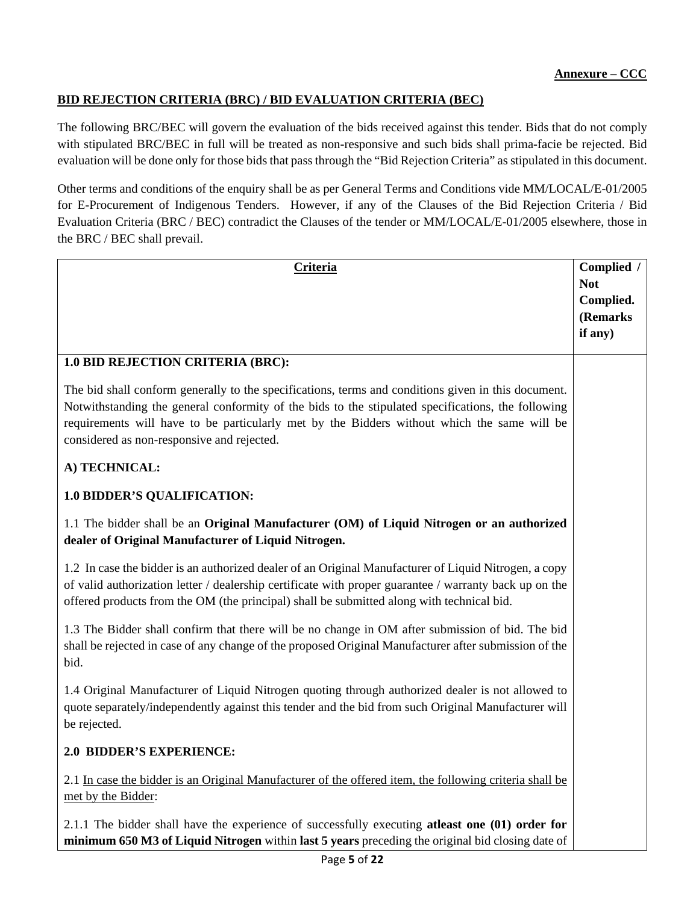**Annexure – CCC**

## BID REJECTION CRITERIA (BRC) / BID EVALUATION CRITERIA (BEC)

The following BRC/BEC will govern the evaluation of the bids received against this tender. Bids that do not comply with stipulated BRC/BEC in full will be treated as non-responsive and such bids shall prima-facie be rejected. Bid evaluation will be done only for those bids that pass through the "Bid Rejection Criteria" as stipulated in this document.

Other terms and conditions of the enquiry shall be as per General Terms and Conditions vide MM/LOCAL/E-01/2005 for E-Procurement of Indigenous Tenders. However, if any of the Clauses of the Bid Rejection Criteria / Bid Evaluation Criteria (BRC / BEC) contradict the Clauses of the tender or MM/LOCAL/E-01/2005 elsewhere, those in the BRC / BEC shall prevail.

| Criteria | Complied / Not Complied. (Remarks if any) |
|---|---|
| **1.0 BID REJECTION CRITERIA (BRC):**<br><br>The bid shall conform generally to the specifications, terms and conditions given in this document. Notwithstanding the general conformity of the bids to the stipulated specifications, the following requirements will have to be particularly met by the Bidders without which the same will be considered as non-responsive and rejected.<br><br>**A) TECHNICAL:**<br><br>**1.0 BIDDER'S QUALIFICATION:**<br><br>1.1 The bidder shall be an **Original Manufacturer (OM) of Liquid Nitrogen or an authorized dealer of Original Manufacturer of Liquid Nitrogen.**<br><br>1.2 In case the bidder is an authorized dealer of an Original Manufacturer of Liquid Nitrogen, a copy of valid authorization letter / dealership certificate with proper guarantee / warranty back up on the offered products from the OM (the principal) shall be submitted along with technical bid.<br><br>1.3 The Bidder shall confirm that there will be no change in OM after submission of bid. The bid shall be rejected in case of any change of the proposed Original Manufacturer after submission of the bid.<br><br>1.4 Original Manufacturer of Liquid Nitrogen quoting through authorized dealer is not allowed to quote separately/independently against this tender and the bid from such Original Manufacturer will be rejected.<br><br>**2.0 BIDDER'S EXPERIENCE:**<br><br>2.1 <u>In case the bidder is an Original Manufacturer of the offered item, the following criteria shall be met by the Bidder</u>:<br><br>2.1.1 The bidder shall have the experience of successfully executing **atleast one (01) order for minimum 650 M3 of Liquid Nitrogen** within **last 5 years** preceding the original bid closing date of | |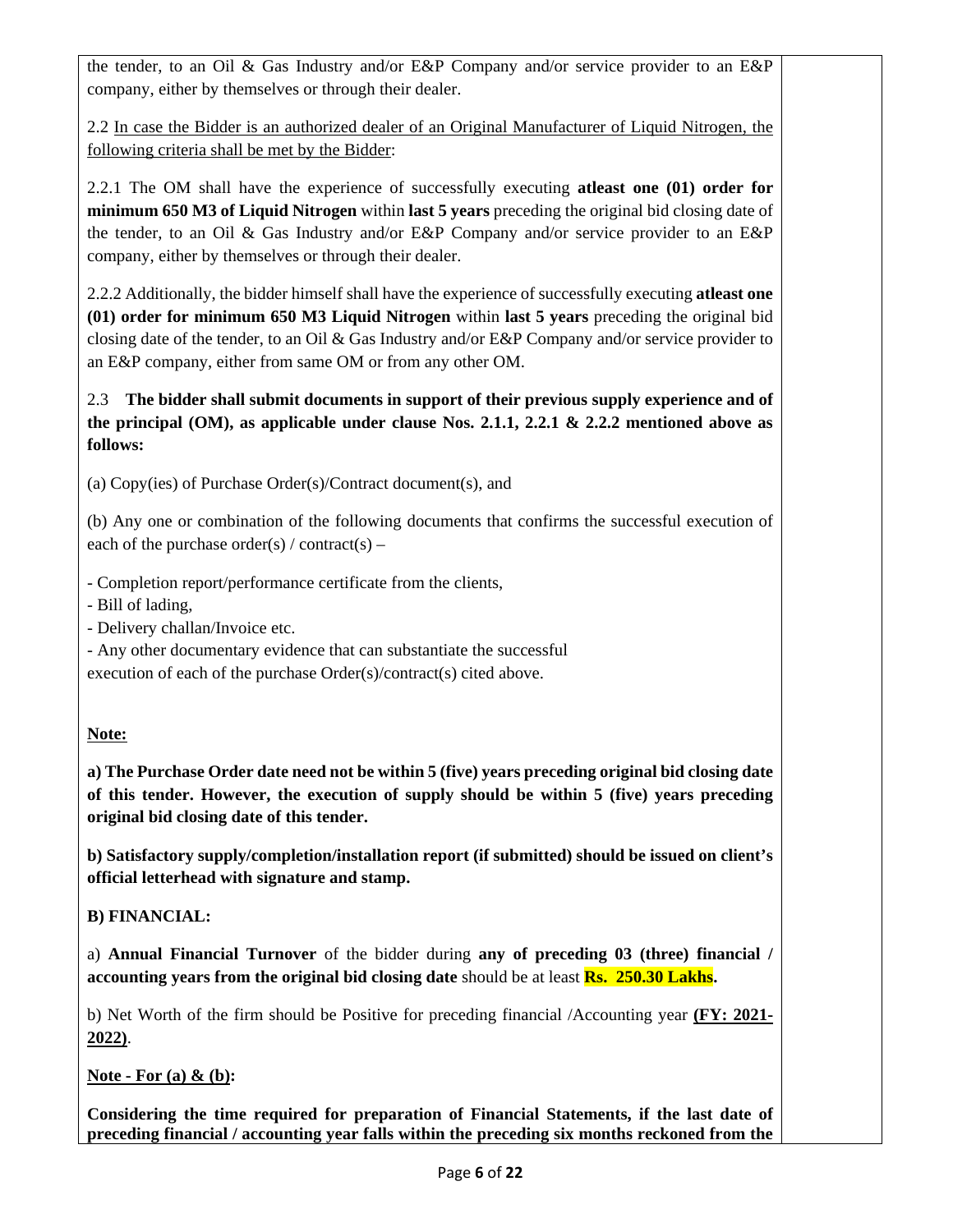the tender, to an Oil & Gas Industry and/or E&P Company and/or service provider to an E&P company, either by themselves or through their dealer.

2.2 In case the Bidder is an authorized dealer of an Original Manufacturer of Liquid Nitrogen, the following criteria shall be met by the Bidder:

2.2.1 The OM shall have the experience of successfully executing **atleast one (01) order for minimum 650 M3 of Liquid Nitrogen** within **last 5 years** preceding the original bid closing date of the tender, to an Oil & Gas Industry and/or E&P Company and/or service provider to an E&P company, either by themselves or through their dealer.

2.2.2 Additionally, the bidder himself shall have the experience of successfully executing **atleast one (01) order for minimum 650 M3 Liquid Nitrogen** within **last 5 years** preceding the original bid closing date of the tender, to an Oil & Gas Industry and/or E&P Company and/or service provider to an E&P company, either from same OM or from any other OM.

2.3 **The bidder shall submit documents in support of their previous supply experience and of the principal (OM), as applicable under clause Nos. 2.1.1, 2.2.1 & 2.2.2 mentioned above as follows:**

(a) Copy(ies) of Purchase Order(s)/Contract document(s), and

(b) Any one or combination of the following documents that confirms the successful execution of each of the purchase order(s) / contract(s) –

- Completion report/performance certificate from the clients,
- Bill of lading,
- Delivery challan/Invoice etc.
- Any other documentary evidence that can substantiate the successful execution of each of the purchase Order(s)/contract(s) cited above.

**Note:**

**a) The Purchase Order date need not be within 5 (five) years preceding original bid closing date of this tender. However, the execution of supply should be within 5 (five) years preceding original bid closing date of this tender.**

**b) Satisfactory supply/completion/installation report (if submitted) should be issued on client's official letterhead with signature and stamp.**

**B) FINANCIAL:**

a) **Annual Financial Turnover** of the bidder during **any of preceding 03 (three) financial / accounting years from the original bid closing date** should be at least **Rs. 250.30 Lakhs.**

b) Net Worth of the firm should be Positive for preceding financial /Accounting year **(FY: 2021-2022)**.

**Note - For (a) & (b):**

**Considering the time required for preparation of Financial Statements, if the last date of preceding financial / accounting year falls within the preceding six months reckoned from the**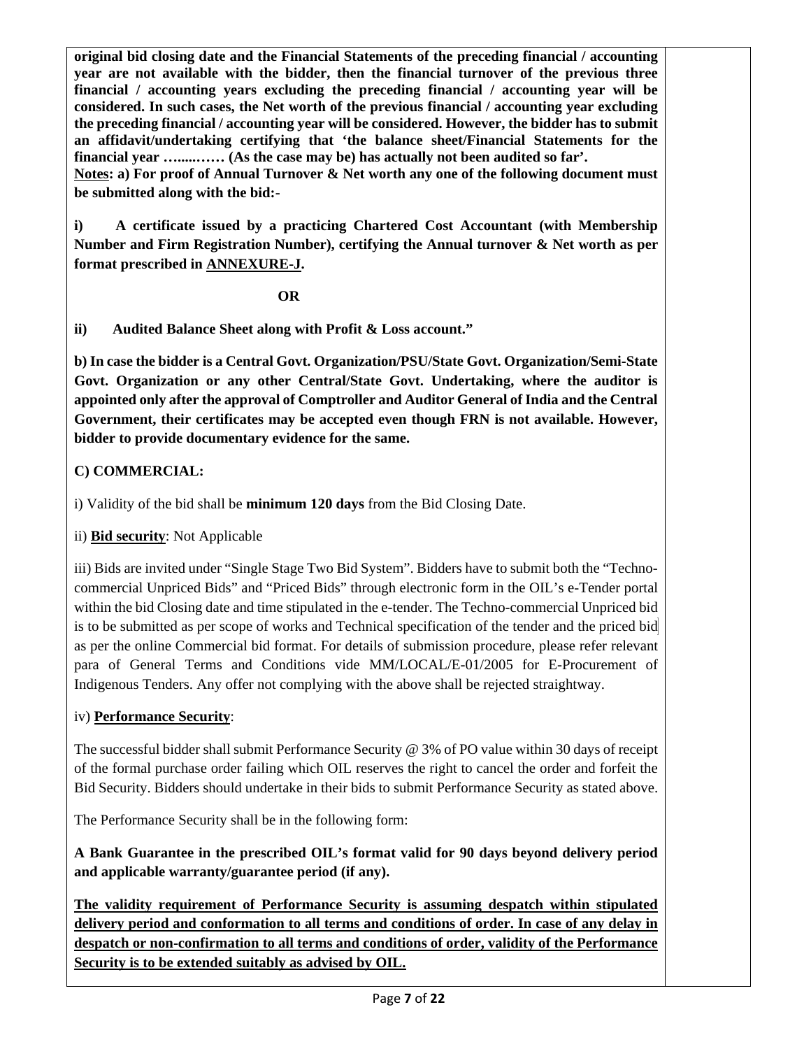**original bid closing date and the Financial Statements of the preceding financial / accounting year are not available with the bidder, then the financial turnover of the previous three financial / accounting years excluding the preceding financial / accounting year will be considered. In such cases, the Net worth of the previous financial / accounting year excluding the preceding financial / accounting year will be considered. However, the bidder has to submit an affidavit/undertaking certifying that 'the balance sheet/Financial Statements for the financial year …....…… (As the case may be) has actually not been audited so far'.**

**Notes: a) For proof of Annual Turnover & Net worth any one of the following document must be submitted along with the bid:-**

**i) A certificate issued by a practicing Chartered Cost Accountant (with Membership Number and Firm Registration Number), certifying the Annual turnover & Net worth as per format prescribed in ANNEXURE-J.**

**OR**

**ii) Audited Balance Sheet along with Profit & Loss account."**

**b) In case the bidder is a Central Govt. Organization/PSU/State Govt. Organization/Semi-State Govt. Organization or any other Central/State Govt. Undertaking, where the auditor is appointed only after the approval of Comptroller and Auditor General of India and the Central Government, their certificates may be accepted even though FRN is not available. However, bidder to provide documentary evidence for the same.**

**C) COMMERCIAL:**

i) Validity of the bid shall be **minimum 120 days** from the Bid Closing Date.

ii) **Bid security**: Not Applicable

iii) Bids are invited under "Single Stage Two Bid System". Bidders have to submit both the "Techno-commercial Unpriced Bids" and "Priced Bids" through electronic form in the OIL's e-Tender portal within the bid Closing date and time stipulated in the e-tender. The Techno-commercial Unpriced bid is to be submitted as per scope of works and Technical specification of the tender and the priced bid as per the online Commercial bid format. For details of submission procedure, please refer relevant para of General Terms and Conditions vide MM/LOCAL/E-01/2005 for E-Procurement of Indigenous Tenders. Any offer not complying with the above shall be rejected straightway.

iv) **Performance Security**:

The successful bidder shall submit Performance Security @ 3% of PO value within 30 days of receipt of the formal purchase order failing which OIL reserves the right to cancel the order and forfeit the Bid Security. Bidders should undertake in their bids to submit Performance Security as stated above.

The Performance Security shall be in the following form:

**A Bank Guarantee in the prescribed OIL's format valid for 90 days beyond delivery period and applicable warranty/guarantee period (if any).**

**The validity requirement of Performance Security is assuming despatch within stipulated delivery period and conformation to all terms and conditions of order. In case of any delay in despatch or non-confirmation to all terms and conditions of order, validity of the Performance Security is to be extended suitably as advised by OIL.**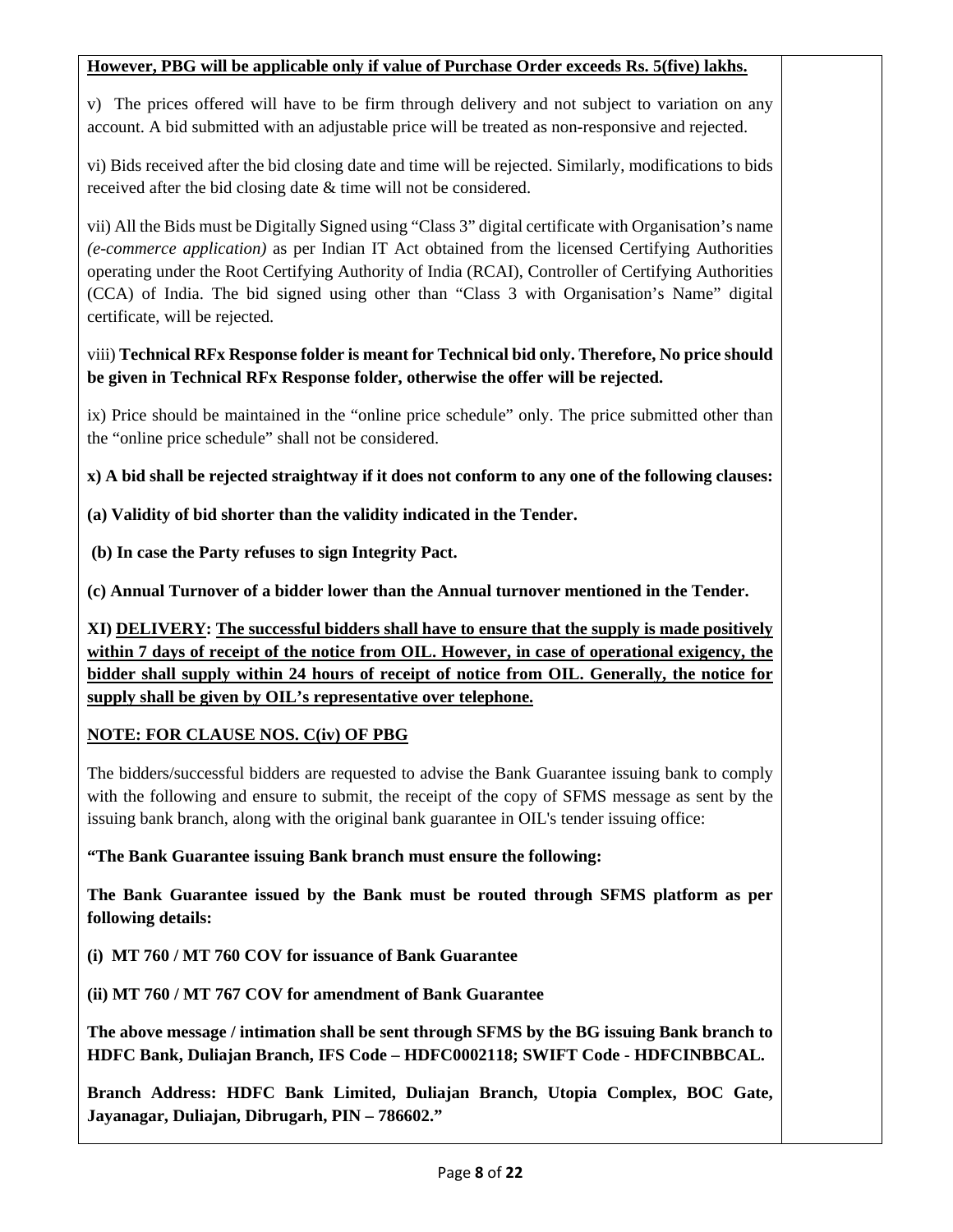**However, PBG will be applicable only if value of Purchase Order exceeds Rs. 5(five) lakhs.**

v) The prices offered will have to be firm through delivery and not subject to variation on any account. A bid submitted with an adjustable price will be treated as non-responsive and rejected.

vi) Bids received after the bid closing date and time will be rejected. Similarly, modifications to bids received after the bid closing date & time will not be considered.

vii) All the Bids must be Digitally Signed using "Class 3" digital certificate with Organisation's name *(e-commerce application)* as per Indian IT Act obtained from the licensed Certifying Authorities operating under the Root Certifying Authority of India (RCAI), Controller of Certifying Authorities (CCA) of India. The bid signed using other than "Class 3 with Organisation's Name" digital certificate, will be rejected.

viii) **Technical RFx Response folder is meant for Technical bid only. Therefore, No price should be given in Technical RFx Response folder, otherwise the offer will be rejected.**

ix) Price should be maintained in the "online price schedule" only. The price submitted other than the "online price schedule" shall not be considered.

**x) A bid shall be rejected straightway if it does not conform to any one of the following clauses:**

**(a) Validity of bid shorter than the validity indicated in the Tender.**

**(b) In case the Party refuses to sign Integrity Pact.**

**(c) Annual Turnover of a bidder lower than the Annual turnover mentioned in the Tender.**

**XI) DELIVERY: The successful bidders shall have to ensure that the supply is made positively within 7 days of receipt of the notice from OIL. However, in case of operational exigency, the bidder shall supply within 24 hours of receipt of notice from OIL. Generally, the notice for supply shall be given by OIL's representative over telephone.**

**NOTE: FOR CLAUSE NOS. C(iv) OF PBG**

The bidders/successful bidders are requested to advise the Bank Guarantee issuing bank to comply with the following and ensure to submit, the receipt of the copy of SFMS message as sent by the issuing bank branch, along with the original bank guarantee in OIL's tender issuing office:

**"The Bank Guarantee issuing Bank branch must ensure the following:**

**The Bank Guarantee issued by the Bank must be routed through SFMS platform as per following details:**

**(i) MT 760 / MT 760 COV for issuance of Bank Guarantee**

**(ii) MT 760 / MT 767 COV for amendment of Bank Guarantee**

**The above message / intimation shall be sent through SFMS by the BG issuing Bank branch to HDFC Bank, Duliajan Branch, IFS Code – HDFC0002118; SWIFT Code - HDFCINBBCAL.**

**Branch Address: HDFC Bank Limited, Duliajan Branch, Utopia Complex, BOC Gate, Jayanagar, Duliajan, Dibrugarh, PIN – 786602."**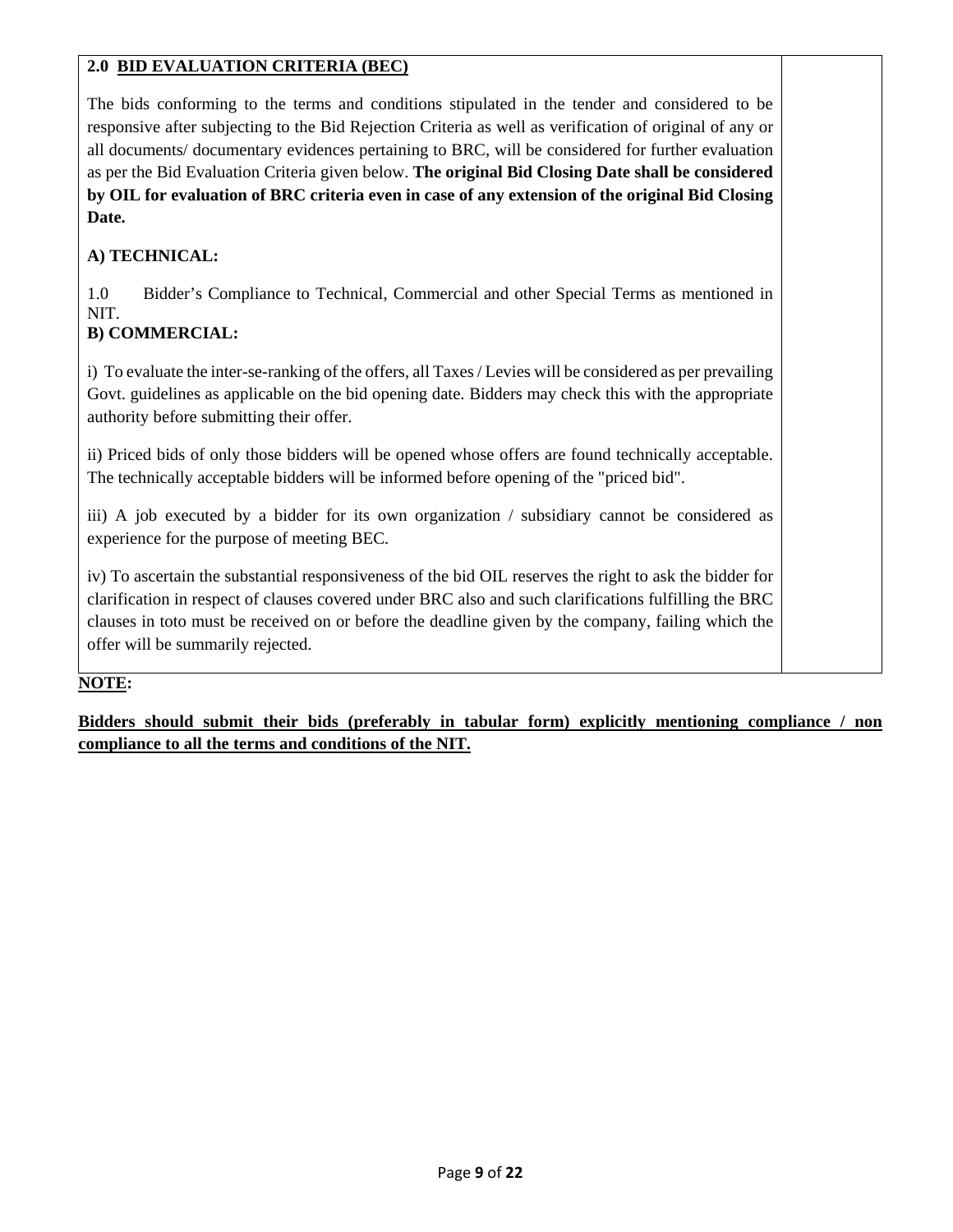## 2.0 BID EVALUATION CRITERIA (BEC)

The bids conforming to the terms and conditions stipulated in the tender and considered to be responsive after subjecting to the Bid Rejection Criteria as well as verification of original of any or all documents/ documentary evidences pertaining to BRC, will be considered for further evaluation as per the Bid Evaluation Criteria given below. **The original Bid Closing Date shall be considered by OIL for evaluation of BRC criteria even in case of any extension of the original Bid Closing Date.**

### A) TECHNICAL:

1.0 Bidder's Compliance to Technical, Commercial and other Special Terms as mentioned in NIT.

### B) COMMERCIAL:

i) To evaluate the inter-se-ranking of the offers, all Taxes / Levies will be considered as per prevailing Govt. guidelines as applicable on the bid opening date. Bidders may check this with the appropriate authority before submitting their offer.

ii) Priced bids of only those bidders will be opened whose offers are found technically acceptable. The technically acceptable bidders will be informed before opening of the "priced bid".

iii) A job executed by a bidder for its own organization / subsidiary cannot be considered as experience for the purpose of meeting BEC.

iv) To ascertain the substantial responsiveness of the bid OIL reserves the right to ask the bidder for clarification in respect of clauses covered under BRC also and such clarifications fulfilling the BRC clauses in toto must be received on or before the deadline given by the company, failing which the offer will be summarily rejected.

**NOTE:**

**Bidders should submit their bids (preferably in tabular form) explicitly mentioning compliance / non compliance to all the terms and conditions of the NIT.**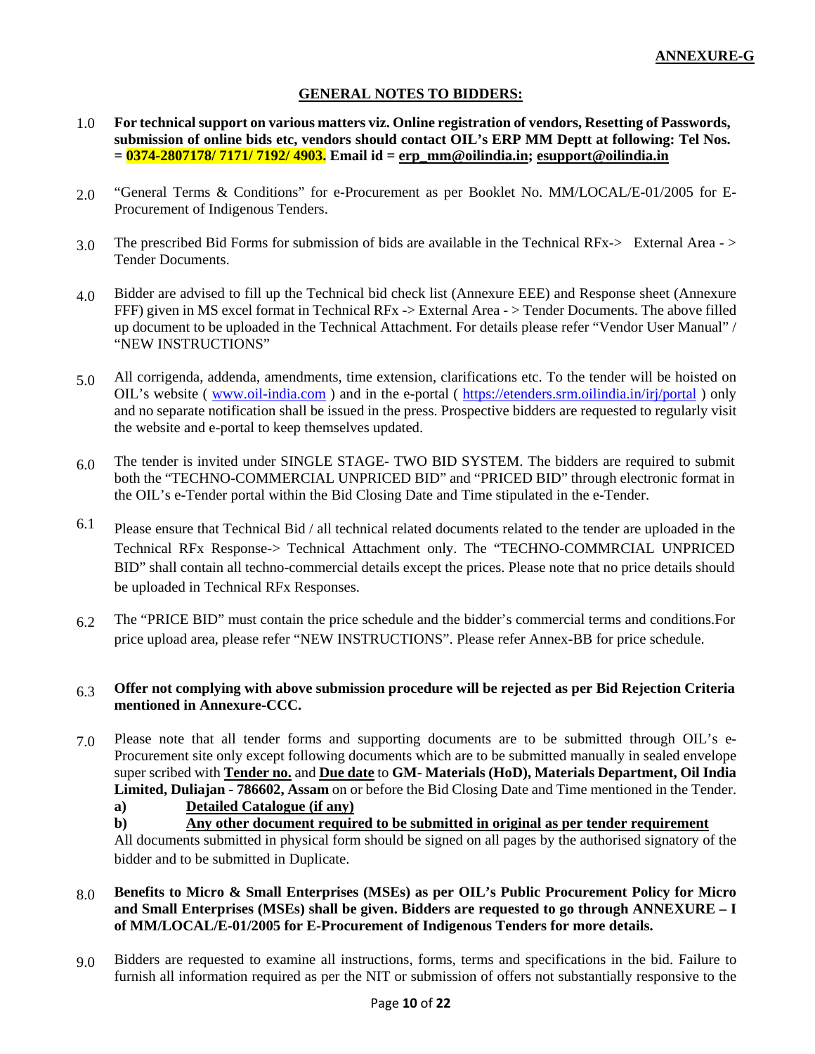**ANNEXURE-G**

## GENERAL NOTES TO BIDDERS:

1.0 **For technical support on various matters viz. Online registration of vendors, Resetting of Passwords, submission of online bids etc, vendors should contact OIL's ERP MM Deptt at following: Tel Nos. = 0374-2807178/ 7171/ 7192/ 4903. Email id = erp_mm@oilindia.in; esupport@oilindia.in**

2.0 "General Terms & Conditions" for e-Procurement as per Booklet No. MM/LOCAL/E-01/2005 for E-Procurement of Indigenous Tenders.

3.0 The prescribed Bid Forms for submission of bids are available in the Technical RFx-> External Area - > Tender Documents.

4.0 Bidder are advised to fill up the Technical bid check list (Annexure EEE) and Response sheet (Annexure FFF) given in MS excel format in Technical RFx -> External Area - > Tender Documents. The above filled up document to be uploaded in the Technical Attachment. For details please refer "Vendor User Manual" / "NEW INSTRUCTIONS"

5.0 All corrigenda, addenda, amendments, time extension, clarifications etc. To the tender will be hoisted on OIL's website ( www.oil-india.com ) and in the e-portal ( https://etenders.srm.oilindia.in/irj/portal ) only and no separate notification shall be issued in the press. Prospective bidders are requested to regularly visit the website and e-portal to keep themselves updated.

6.0 The tender is invited under SINGLE STAGE- TWO BID SYSTEM. The bidders are required to submit both the "TECHNO-COMMERCIAL UNPRICED BID" and "PRICED BID" through electronic format in the OIL's e-Tender portal within the Bid Closing Date and Time stipulated in the e-Tender.

6.1 Please ensure that Technical Bid / all technical related documents related to the tender are uploaded in the Technical RFx Response-> Technical Attachment only. The "TECHNO-COMMRCIAL UNPRICED BID" shall contain all techno-commercial details except the prices. Please note that no price details should be uploaded in Technical RFx Responses.

6.2 The "PRICE BID" must contain the price schedule and the bidder's commercial terms and conditions.For price upload area, please refer "NEW INSTRUCTIONS". Please refer Annex-BB for price schedule.

6.3 **Offer not complying with above submission procedure will be rejected as per Bid Rejection Criteria mentioned in Annexure-CCC.**

7.0 Please note that all tender forms and supporting documents are to be submitted through OIL's e-Procurement site only except following documents which are to be submitted manually in sealed envelope super scribed with **Tender no.** and **Due date** to **GM- Materials (HoD), Materials Department, Oil India Limited, Duliajan - 786602, Assam** on or before the Bid Closing Date and Time mentioned in the Tender.

**a) Detailed Catalogue (if any)**

**b) Any other document required to be submitted in original as per tender requirement**

All documents submitted in physical form should be signed on all pages by the authorised signatory of the bidder and to be submitted in Duplicate.

8.0 **Benefits to Micro & Small Enterprises (MSEs) as per OIL's Public Procurement Policy for Micro and Small Enterprises (MSEs) shall be given. Bidders are requested to go through ANNEXURE – I of MM/LOCAL/E-01/2005 for E-Procurement of Indigenous Tenders for more details.**

9.0 Bidders are requested to examine all instructions, forms, terms and specifications in the bid. Failure to furnish all information required as per the NIT or submission of offers not substantially responsive to the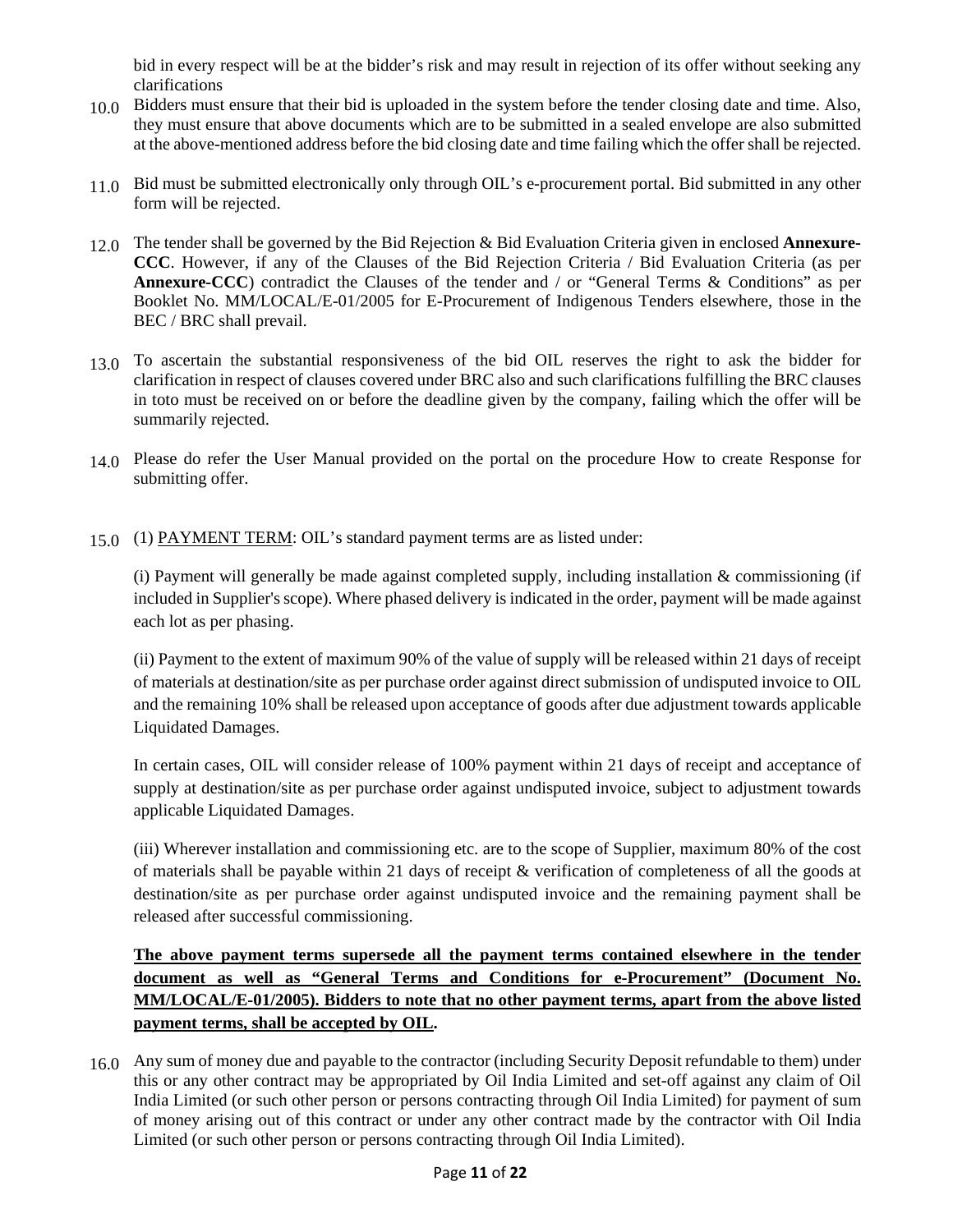bid in every respect will be at the bidder's risk and may result in rejection of its offer without seeking any clarifications

10.0 Bidders must ensure that their bid is uploaded in the system before the tender closing date and time. Also, they must ensure that above documents which are to be submitted in a sealed envelope are also submitted at the above-mentioned address before the bid closing date and time failing which the offer shall be rejected.

11.0 Bid must be submitted electronically only through OIL's e-procurement portal. Bid submitted in any other form will be rejected.

12.0 The tender shall be governed by the Bid Rejection & Bid Evaluation Criteria given in enclosed **Annexure-CCC**. However, if any of the Clauses of the Bid Rejection Criteria / Bid Evaluation Criteria (as per **Annexure-CCC**) contradict the Clauses of the tender and / or "General Terms & Conditions" as per Booklet No. MM/LOCAL/E-01/2005 for E-Procurement of Indigenous Tenders elsewhere, those in the BEC / BRC shall prevail.

13.0 To ascertain the substantial responsiveness of the bid OIL reserves the right to ask the bidder for clarification in respect of clauses covered under BRC also and such clarifications fulfilling the BRC clauses in toto must be received on or before the deadline given by the company, failing which the offer will be summarily rejected.

14.0 Please do refer the User Manual provided on the portal on the procedure How to create Response for submitting offer.

15.0 (1) <u>PAYMENT TERM</u>: OIL's standard payment terms are as listed under:

(i) Payment will generally be made against completed supply, including installation & commissioning (if included in Supplier's scope). Where phased delivery is indicated in the order, payment will be made against each lot as per phasing.

(ii) Payment to the extent of maximum 90% of the value of supply will be released within 21 days of receipt of materials at destination/site as per purchase order against direct submission of undisputed invoice to OIL and the remaining 10% shall be released upon acceptance of goods after due adjustment towards applicable Liquidated Damages.

In certain cases, OIL will consider release of 100% payment within 21 days of receipt and acceptance of supply at destination/site as per purchase order against undisputed invoice, subject to adjustment towards applicable Liquidated Damages.

(iii) Wherever installation and commissioning etc. are to the scope of Supplier, maximum 80% of the cost of materials shall be payable within 21 days of receipt & verification of completeness of all the goods at destination/site as per purchase order against undisputed invoice and the remaining payment shall be released after successful commissioning.

<u>**The above payment terms supersede all the payment terms contained elsewhere in the tender document as well as "General Terms and Conditions for e-Procurement" (Document No. MM/LOCAL/E-01/2005). Bidders to note that no other payment terms, apart from the above listed payment terms, shall be accepted by OIL**</u>**.**

16.0 Any sum of money due and payable to the contractor (including Security Deposit refundable to them) under this or any other contract may be appropriated by Oil India Limited and set-off against any claim of Oil India Limited (or such other person or persons contracting through Oil India Limited) for payment of sum of money arising out of this contract or under any other contract made by the contractor with Oil India Limited (or such other person or persons contracting through Oil India Limited).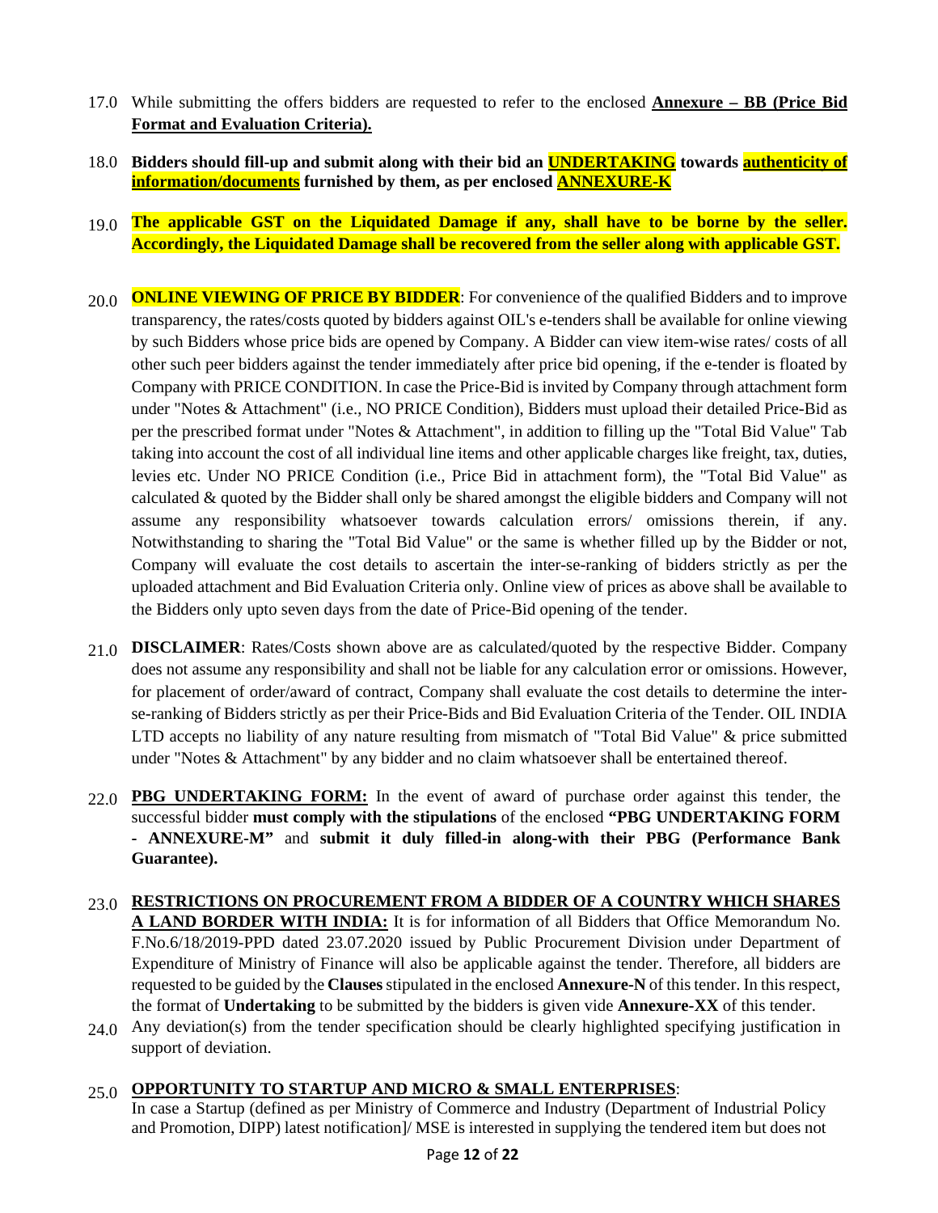17.0 While submitting the offers bidders are requested to refer to the enclosed **Annexure – BB (Price Bid Format and Evaluation Criteria).**

18.0 **Bidders should fill-up and submit along with their bid an UNDERTAKING towards authenticity of information/documents furnished by them, as per enclosed ANNEXURE-K**

19.0 **The applicable GST on the Liquidated Damage if any, shall have to be borne by the seller. Accordingly, the Liquidated Damage shall be recovered from the seller along with applicable GST.**

20.0 **ONLINE VIEWING OF PRICE BY BIDDER**: For convenience of the qualified Bidders and to improve transparency, the rates/costs quoted by bidders against OIL's e-tenders shall be available for online viewing by such Bidders whose price bids are opened by Company. A Bidder can view item-wise rates/ costs of all other such peer bidders against the tender immediately after price bid opening, if the e-tender is floated by Company with PRICE CONDITION. In case the Price-Bid is invited by Company through attachment form under "Notes & Attachment" (i.e., NO PRICE Condition), Bidders must upload their detailed Price-Bid as per the prescribed format under "Notes & Attachment", in addition to filling up the "Total Bid Value" Tab taking into account the cost of all individual line items and other applicable charges like freight, tax, duties, levies etc. Under NO PRICE Condition (i.e., Price Bid in attachment form), the "Total Bid Value" as calculated & quoted by the Bidder shall only be shared amongst the eligible bidders and Company will not assume any responsibility whatsoever towards calculation errors/ omissions therein, if any. Notwithstanding to sharing the "Total Bid Value" or the same is whether filled up by the Bidder or not, Company will evaluate the cost details to ascertain the inter-se-ranking of bidders strictly as per the uploaded attachment and Bid Evaluation Criteria only. Online view of prices as above shall be available to the Bidders only upto seven days from the date of Price-Bid opening of the tender.

21.0 **DISCLAIMER**: Rates/Costs shown above are as calculated/quoted by the respective Bidder. Company does not assume any responsibility and shall not be liable for any calculation error or omissions. However, for placement of order/award of contract, Company shall evaluate the cost details to determine the inter-se-ranking of Bidders strictly as per their Price-Bids and Bid Evaluation Criteria of the Tender. OIL INDIA LTD accepts no liability of any nature resulting from mismatch of "Total Bid Value" & price submitted under "Notes & Attachment" by any bidder and no claim whatsoever shall be entertained thereof.

22.0 **PBG UNDERTAKING FORM:** In the event of award of purchase order against this tender, the successful bidder **must comply with the stipulations** of the enclosed **"PBG UNDERTAKING FORM - ANNEXURE-M"** and **submit it duly filled-in along-with their PBG (Performance Bank Guarantee).**

23.0 **RESTRICTIONS ON PROCUREMENT FROM A BIDDER OF A COUNTRY WHICH SHARES A LAND BORDER WITH INDIA:** It is for information of all Bidders that Office Memorandum No. F.No.6/18/2019-PPD dated 23.07.2020 issued by Public Procurement Division under Department of Expenditure of Ministry of Finance will also be applicable against the tender. Therefore, all bidders are requested to be guided by the **Clauses** stipulated in the enclosed **Annexure-N** of this tender. In this respect, the format of **Undertaking** to be submitted by the bidders is given vide **Annexure-XX** of this tender.

24.0 Any deviation(s) from the tender specification should be clearly highlighted specifying justification in support of deviation.

25.0 **OPPORTUNITY TO STARTUP AND MICRO & SMALL ENTERPRISES**:
In case a Startup (defined as per Ministry of Commerce and Industry (Department of Industrial Policy and Promotion, DIPP) latest notification]/ MSE is interested in supplying the tendered item but does not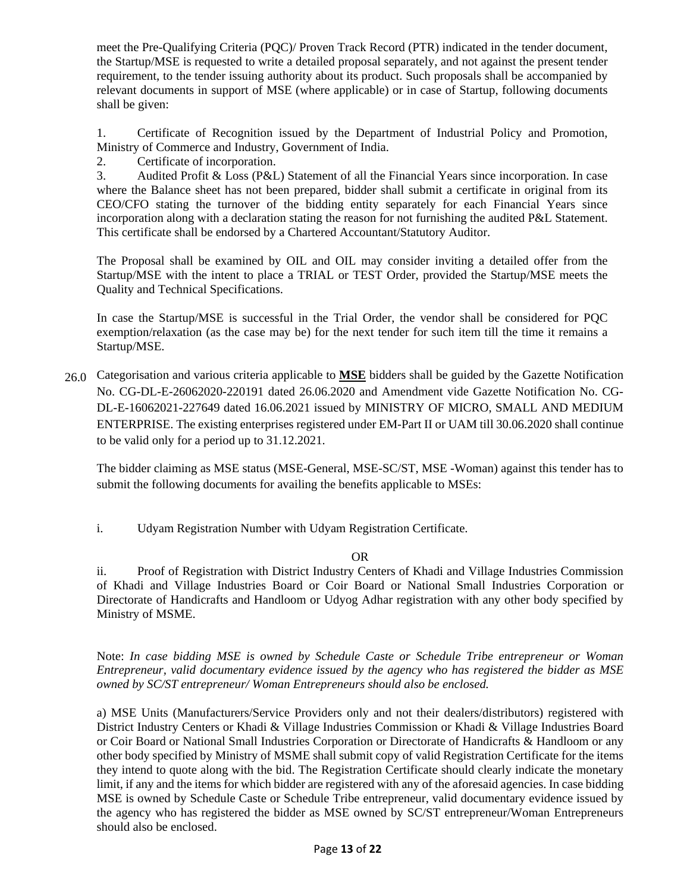meet the Pre-Qualifying Criteria (PQC)/ Proven Track Record (PTR) indicated in the tender document, the Startup/MSE is requested to write a detailed proposal separately, and not against the present tender requirement, to the tender issuing authority about its product. Such proposals shall be accompanied by relevant documents in support of MSE (where applicable) or in case of Startup, following documents shall be given:

1. Certificate of Recognition issued by the Department of Industrial Policy and Promotion, Ministry of Commerce and Industry, Government of India.
2. Certificate of incorporation.
3. Audited Profit & Loss (P&L) Statement of all the Financial Years since incorporation. In case where the Balance sheet has not been prepared, bidder shall submit a certificate in original from its CEO/CFO stating the turnover of the bidding entity separately for each Financial Years since incorporation along with a declaration stating the reason for not furnishing the audited P&L Statement. This certificate shall be endorsed by a Chartered Accountant/Statutory Auditor.

The Proposal shall be examined by OIL and OIL may consider inviting a detailed offer from the Startup/MSE with the intent to place a TRIAL or TEST Order, provided the Startup/MSE meets the Quality and Technical Specifications.

In case the Startup/MSE is successful in the Trial Order, the vendor shall be considered for PQC exemption/relaxation (as the case may be) for the next tender for such item till the time it remains a Startup/MSE.

26.0 Categorisation and various criteria applicable to **MSE** bidders shall be guided by the Gazette Notification No. CG-DL-E-26062020-220191 dated 26.06.2020 and Amendment vide Gazette Notification No. CG-DL-E-16062021-227649 dated 16.06.2021 issued by MINISTRY OF MICRO, SMALL AND MEDIUM ENTERPRISE. The existing enterprises registered under EM-Part II or UAM till 30.06.2020 shall continue to be valid only for a period up to 31.12.2021.

The bidder claiming as MSE status (MSE-General, MSE-SC/ST, MSE -Woman) against this tender has to submit the following documents for availing the benefits applicable to MSEs:

i. Udyam Registration Number with Udyam Registration Certificate.

OR

ii. Proof of Registration with District Industry Centers of Khadi and Village Industries Commission of Khadi and Village Industries Board or Coir Board or National Small Industries Corporation or Directorate of Handicrafts and Handloom or Udyog Adhar registration with any other body specified by Ministry of MSME.

Note: *In case bidding MSE is owned by Schedule Caste or Schedule Tribe entrepreneur or Woman Entrepreneur, valid documentary evidence issued by the agency who has registered the bidder as MSE owned by SC/ST entrepreneur/ Woman Entrepreneurs should also be enclosed.*

a) MSE Units (Manufacturers/Service Providers only and not their dealers/distributors) registered with District Industry Centers or Khadi & Village Industries Commission or Khadi & Village Industries Board or Coir Board or National Small Industries Corporation or Directorate of Handicrafts & Handloom or any other body specified by Ministry of MSME shall submit copy of valid Registration Certificate for the items they intend to quote along with the bid. The Registration Certificate should clearly indicate the monetary limit, if any and the items for which bidder are registered with any of the aforesaid agencies. In case bidding MSE is owned by Schedule Caste or Schedule Tribe entrepreneur, valid documentary evidence issued by the agency who has registered the bidder as MSE owned by SC/ST entrepreneur/Woman Entrepreneurs should also be enclosed.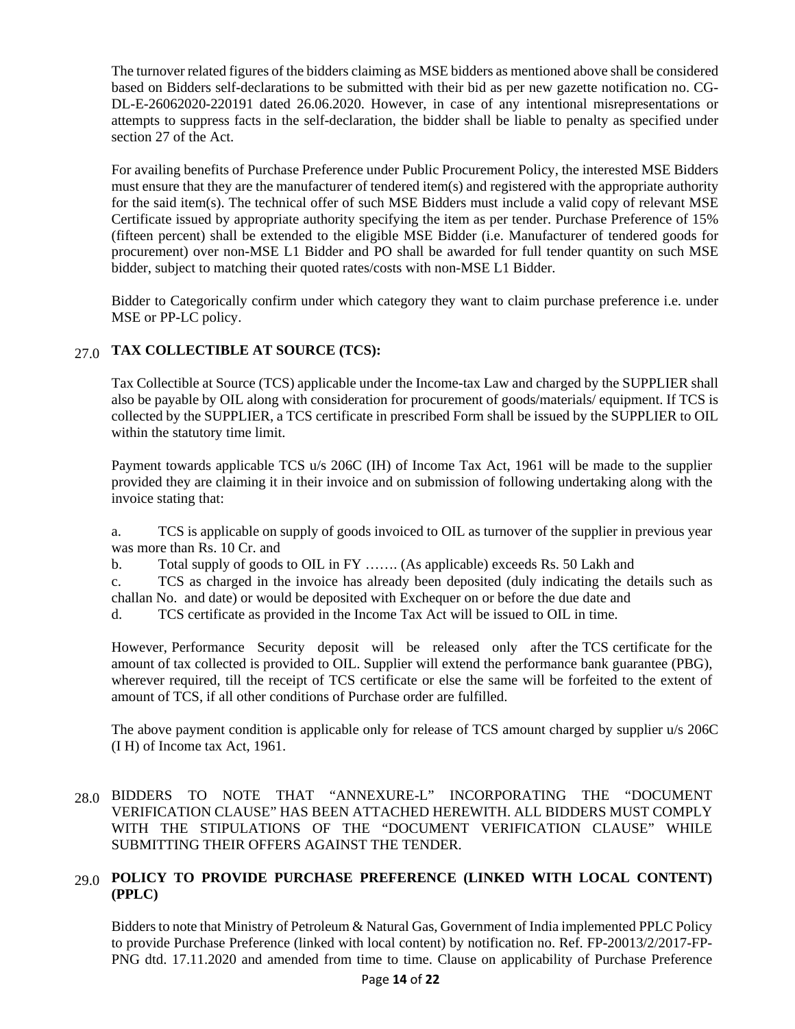The turnover related figures of the bidders claiming as MSE bidders as mentioned above shall be considered based on Bidders self-declarations to be submitted with their bid as per new gazette notification no. CG-DL-E-26062020-220191 dated 26.06.2020. However, in case of any intentional misrepresentations or attempts to suppress facts in the self-declaration, the bidder shall be liable to penalty as specified under section 27 of the Act.

For availing benefits of Purchase Preference under Public Procurement Policy, the interested MSE Bidders must ensure that they are the manufacturer of tendered item(s) and registered with the appropriate authority for the said item(s). The technical offer of such MSE Bidders must include a valid copy of relevant MSE Certificate issued by appropriate authority specifying the item as per tender. Purchase Preference of 15% (fifteen percent) shall be extended to the eligible MSE Bidder (i.e. Manufacturer of tendered goods for procurement) over non-MSE L1 Bidder and PO shall be awarded for full tender quantity on such MSE bidder, subject to matching their quoted rates/costs with non-MSE L1 Bidder.

Bidder to Categorically confirm under which category they want to claim purchase preference i.e. under MSE or PP-LC policy.

## 27.0 TAX COLLECTIBLE AT SOURCE (TCS):

Tax Collectible at Source (TCS) applicable under the Income-tax Law and charged by the SUPPLIER shall also be payable by OIL along with consideration for procurement of goods/materials/ equipment. If TCS is collected by the SUPPLIER, a TCS certificate in prescribed Form shall be issued by the SUPPLIER to OIL within the statutory time limit.

Payment towards applicable TCS u/s 206C (IH) of Income Tax Act, 1961 will be made to the supplier provided they are claiming it in their invoice and on submission of following undertaking along with the invoice stating that:

a. TCS is applicable on supply of goods invoiced to OIL as turnover of the supplier in previous year was more than Rs. 10 Cr. and

b. Total supply of goods to OIL in FY ……. (As applicable) exceeds Rs. 50 Lakh and

c. TCS as charged in the invoice has already been deposited (duly indicating the details such as challan No. and date) or would be deposited with Exchequer on or before the due date and

d. TCS certificate as provided in the Income Tax Act will be issued to OIL in time.

However, Performance Security deposit will be released only after the TCS certificate for the amount of tax collected is provided to OIL. Supplier will extend the performance bank guarantee (PBG), wherever required, till the receipt of TCS certificate or else the same will be forfeited to the extent of amount of TCS, if all other conditions of Purchase order are fulfilled.

The above payment condition is applicable only for release of TCS amount charged by supplier u/s 206C (I H) of Income tax Act, 1961.

28.0 BIDDERS TO NOTE THAT "ANNEXURE-L" INCORPORATING THE "DOCUMENT VERIFICATION CLAUSE" HAS BEEN ATTACHED HEREWITH. ALL BIDDERS MUST COMPLY WITH THE STIPULATIONS OF THE "DOCUMENT VERIFICATION CLAUSE" WHILE SUBMITTING THEIR OFFERS AGAINST THE TENDER.

## 29.0 POLICY TO PROVIDE PURCHASE PREFERENCE (LINKED WITH LOCAL CONTENT) (PPLC)

Bidders to note that Ministry of Petroleum & Natural Gas, Government of India implemented PPLC Policy to provide Purchase Preference (linked with local content) by notification no. Ref. FP-20013/2/2017-FP-PNG dtd. 17.11.2020 and amended from time to time. Clause on applicability of Purchase Preference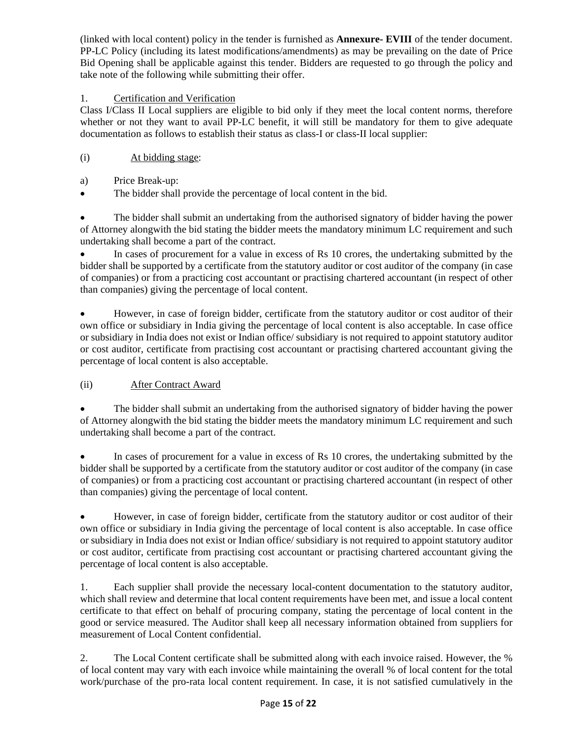(linked with local content) policy in the tender is furnished as **Annexure- EVIII** of the tender document. PP-LC Policy (including its latest modifications/amendments) as may be prevailing on the date of Price Bid Opening shall be applicable against this tender. Bidders are requested to go through the policy and take note of the following while submitting their offer.

1. Certification and Verification

Class I/Class II Local suppliers are eligible to bid only if they meet the local content norms, therefore whether or not they want to avail PP-LC benefit, it will still be mandatory for them to give adequate documentation as follows to establish their status as class-I or class-II local supplier:

(i) At bidding stage:

a) Price Break-up:

- The bidder shall provide the percentage of local content in the bid.

- The bidder shall submit an undertaking from the authorised signatory of bidder having the power of Attorney alongwith the bid stating the bidder meets the mandatory minimum LC requirement and such undertaking shall become a part of the contract.
- In cases of procurement for a value in excess of Rs 10 crores, the undertaking submitted by the bidder shall be supported by a certificate from the statutory auditor or cost auditor of the company (in case of companies) or from a practicing cost accountant or practising chartered accountant (in respect of other than companies) giving the percentage of local content.

- However, in case of foreign bidder, certificate from the statutory auditor or cost auditor of their own office or subsidiary in India giving the percentage of local content is also acceptable. In case office or subsidiary in India does not exist or Indian office/ subsidiary is not required to appoint statutory auditor or cost auditor, certificate from practising cost accountant or practising chartered accountant giving the percentage of local content is also acceptable.

(ii) After Contract Award

- The bidder shall submit an undertaking from the authorised signatory of bidder having the power of Attorney alongwith the bid stating the bidder meets the mandatory minimum LC requirement and such undertaking shall become a part of the contract.

- In cases of procurement for a value in excess of Rs 10 crores, the undertaking submitted by the bidder shall be supported by a certificate from the statutory auditor or cost auditor of the company (in case of companies) or from a practicing cost accountant or practising chartered accountant (in respect of other than companies) giving the percentage of local content.

- However, in case of foreign bidder, certificate from the statutory auditor or cost auditor of their own office or subsidiary in India giving the percentage of local content is also acceptable. In case office or subsidiary in India does not exist or Indian office/ subsidiary is not required to appoint statutory auditor or cost auditor, certificate from practising cost accountant or practising chartered accountant giving the percentage of local content is also acceptable.

1. Each supplier shall provide the necessary local-content documentation to the statutory auditor, which shall review and determine that local content requirements have been met, and issue a local content certificate to that effect on behalf of procuring company, stating the percentage of local content in the good or service measured. The Auditor shall keep all necessary information obtained from suppliers for measurement of Local Content confidential.

2. The Local Content certificate shall be submitted along with each invoice raised. However, the % of local content may vary with each invoice while maintaining the overall % of local content for the total work/purchase of the pro-rata local content requirement. In case, it is not satisfied cumulatively in the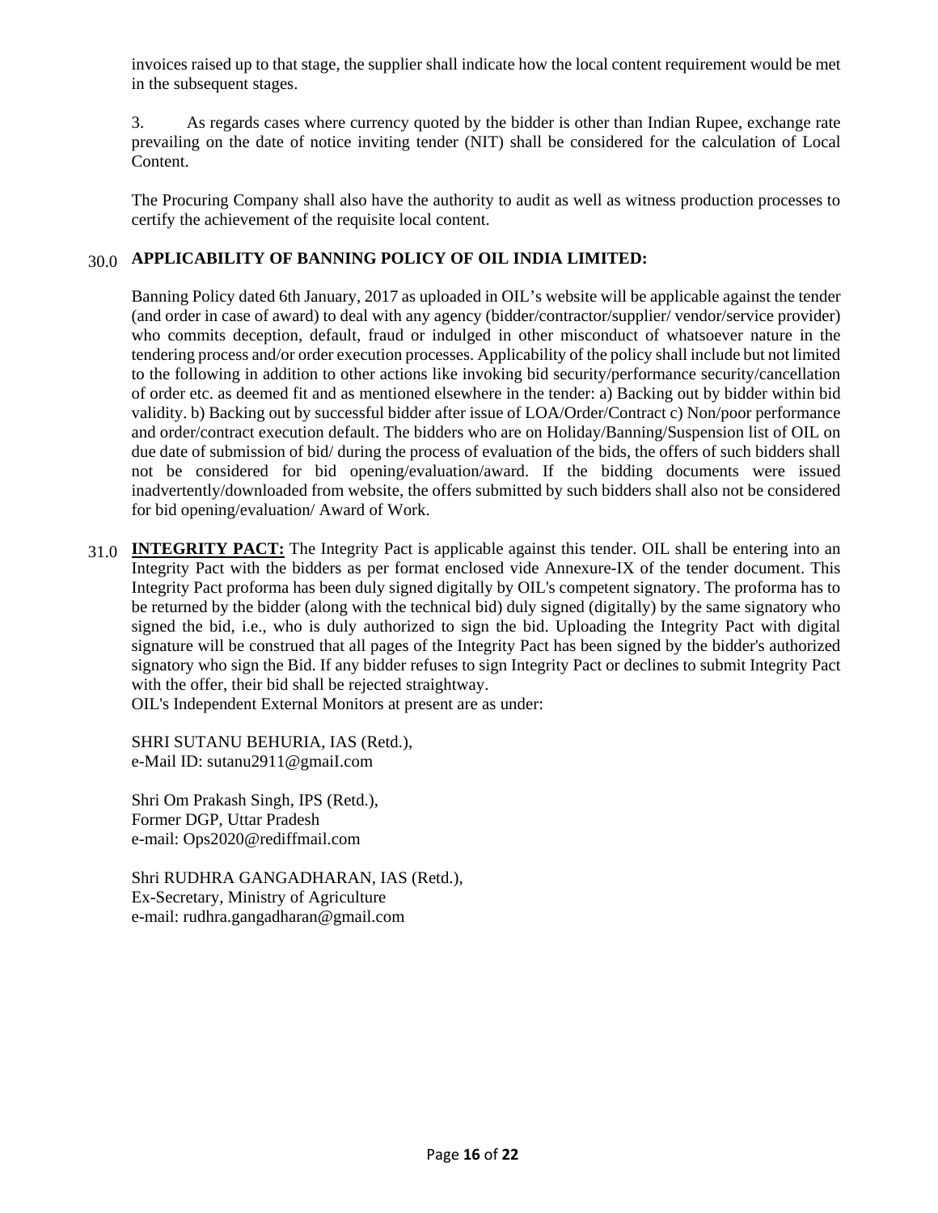invoices raised up to that stage, the supplier shall indicate how the local content requirement would be met in the subsequent stages.

3. As regards cases where currency quoted by the bidder is other than Indian Rupee, exchange rate prevailing on the date of notice inviting tender (NIT) shall be considered for the calculation of Local Content.

The Procuring Company shall also have the authority to audit as well as witness production processes to certify the achievement of the requisite local content.

30.0 **APPLICABILITY OF BANNING POLICY OF OIL INDIA LIMITED:**

Banning Policy dated 6th January, 2017 as uploaded in OIL's website will be applicable against the tender (and order in case of award) to deal with any agency (bidder/contractor/supplier/ vendor/service provider) who commits deception, default, fraud or indulged in other misconduct of whatsoever nature in the tendering process and/or order execution processes. Applicability of the policy shall include but not limited to the following in addition to other actions like invoking bid security/performance security/cancellation of order etc. as deemed fit and as mentioned elsewhere in the tender: a) Backing out by bidder within bid validity. b) Backing out by successful bidder after issue of LOA/Order/Contract c) Non/poor performance and order/contract execution default. The bidders who are on Holiday/Banning/Suspension list of OIL on due date of submission of bid/ during the process of evaluation of the bids, the offers of such bidders shall not be considered for bid opening/evaluation/award. If the bidding documents were issued inadvertently/downloaded from website, the offers submitted by such bidders shall also not be considered for bid opening/evaluation/ Award of Work.

31.0 **INTEGRITY PACT:** The Integrity Pact is applicable against this tender. OIL shall be entering into an Integrity Pact with the bidders as per format enclosed vide Annexure-IX of the tender document. This Integrity Pact proforma has been duly signed digitally by OIL's competent signatory. The proforma has to be returned by the bidder (along with the technical bid) duly signed (digitally) by the same signatory who signed the bid, i.e., who is duly authorized to sign the bid. Uploading the Integrity Pact with digital signature will be construed that all pages of the Integrity Pact has been signed by the bidder's authorized signatory who sign the Bid. If any bidder refuses to sign Integrity Pact or declines to submit Integrity Pact with the offer, their bid shall be rejected straightway.
OIL's Independent External Monitors at present are as under:

SHRI SUTANU BEHURIA, IAS (Retd.),
e-Mail ID: sutanu2911@gmaiI.com

Shri Om Prakash Singh, IPS (Retd.),
Former DGP, Uttar Pradesh
e-mail: Ops2020@rediffmail.com

Shri RUDHRA GANGADHARAN, IAS (Retd.),
Ex-Secretary, Ministry of Agriculture
e-mail: rudhra.gangadharan@gmail.com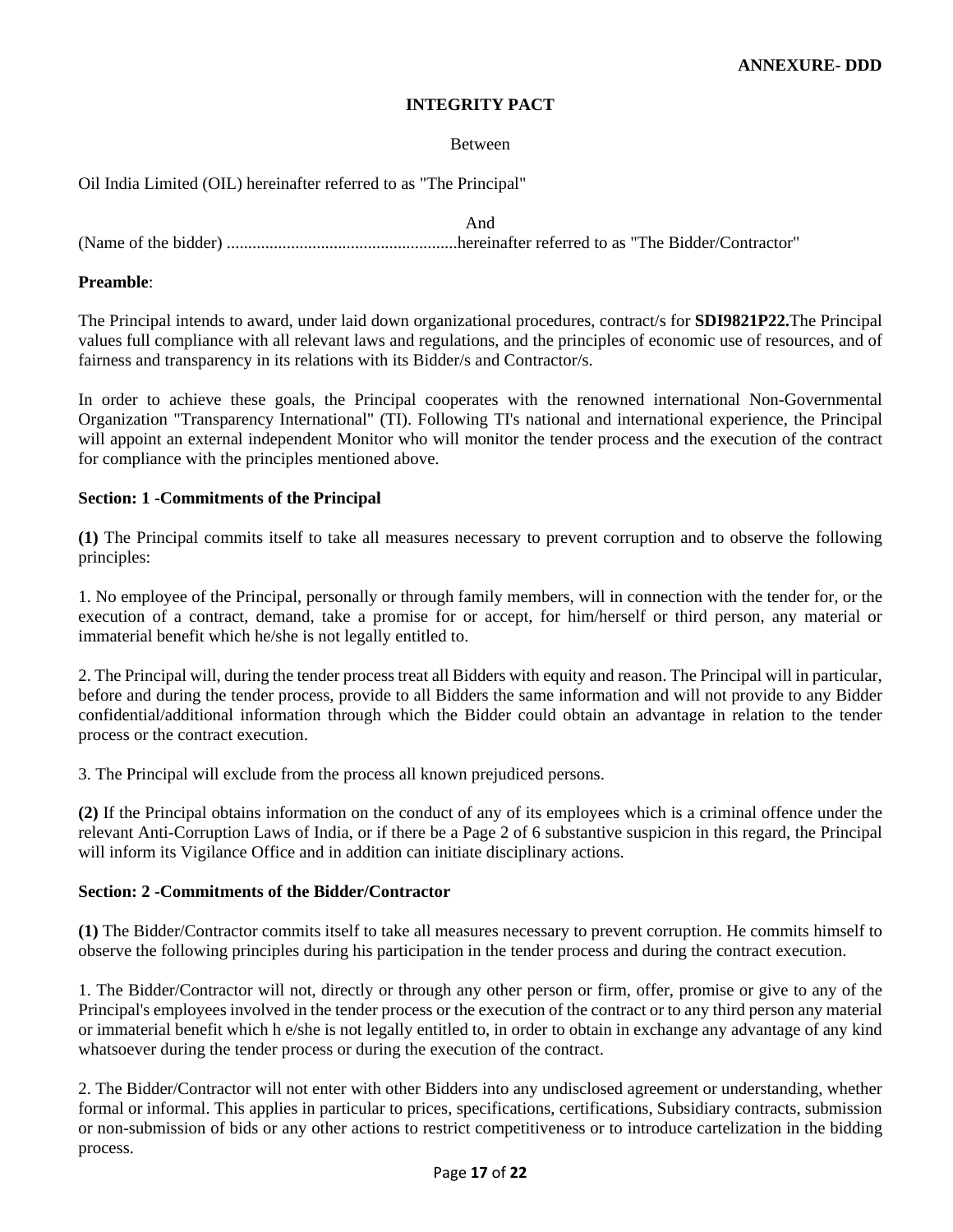**ANNEXURE- DDD**

# INTEGRITY PACT

Between

Oil India Limited (OIL) hereinafter referred to as "The Principal"

And

(Name of the bidder) ......................................................hereinafter referred to as "The Bidder/Contractor"

**Preamble**:

The Principal intends to award, under laid down organizational procedures, contract/s for **SDI9821P22.**The Principal values full compliance with all relevant laws and regulations, and the principles of economic use of resources, and of fairness and transparency in its relations with its Bidder/s and Contractor/s.

In order to achieve these goals, the Principal cooperates with the renowned international Non-Governmental Organization "Transparency International" (TI). Following TI's national and international experience, the Principal will appoint an external independent Monitor who will monitor the tender process and the execution of the contract for compliance with the principles mentioned above.

**Section: 1 -Commitments of the Principal**

**(1)** The Principal commits itself to take all measures necessary to prevent corruption and to observe the following principles:

1. No employee of the Principal, personally or through family members, will in connection with the tender for, or the execution of a contract, demand, take a promise for or accept, for him/herself or third person, any material or immaterial benefit which he/she is not legally entitled to.

2. The Principal will, during the tender process treat all Bidders with equity and reason. The Principal will in particular, before and during the tender process, provide to all Bidders the same information and will not provide to any Bidder confidential/additional information through which the Bidder could obtain an advantage in relation to the tender process or the contract execution.

3. The Principal will exclude from the process all known prejudiced persons.

**(2)** If the Principal obtains information on the conduct of any of its employees which is a criminal offence under the relevant Anti-Corruption Laws of India, or if there be a Page 2 of 6 substantive suspicion in this regard, the Principal will inform its Vigilance Office and in addition can initiate disciplinary actions.

**Section: 2 -Commitments of the Bidder/Contractor**

**(1)** The Bidder/Contractor commits itself to take all measures necessary to prevent corruption. He commits himself to observe the following principles during his participation in the tender process and during the contract execution.

1. The Bidder/Contractor will not, directly or through any other person or firm, offer, promise or give to any of the Principal's employees involved in the tender process or the execution of the contract or to any third person any material or immaterial benefit which h e/she is not legally entitled to, in order to obtain in exchange any advantage of any kind whatsoever during the tender process or during the execution of the contract.

2. The Bidder/Contractor will not enter with other Bidders into any undisclosed agreement or understanding, whether formal or informal. This applies in particular to prices, specifications, certifications, Subsidiary contracts, submission or non-submission of bids or any other actions to restrict competitiveness or to introduce cartelization in the bidding process.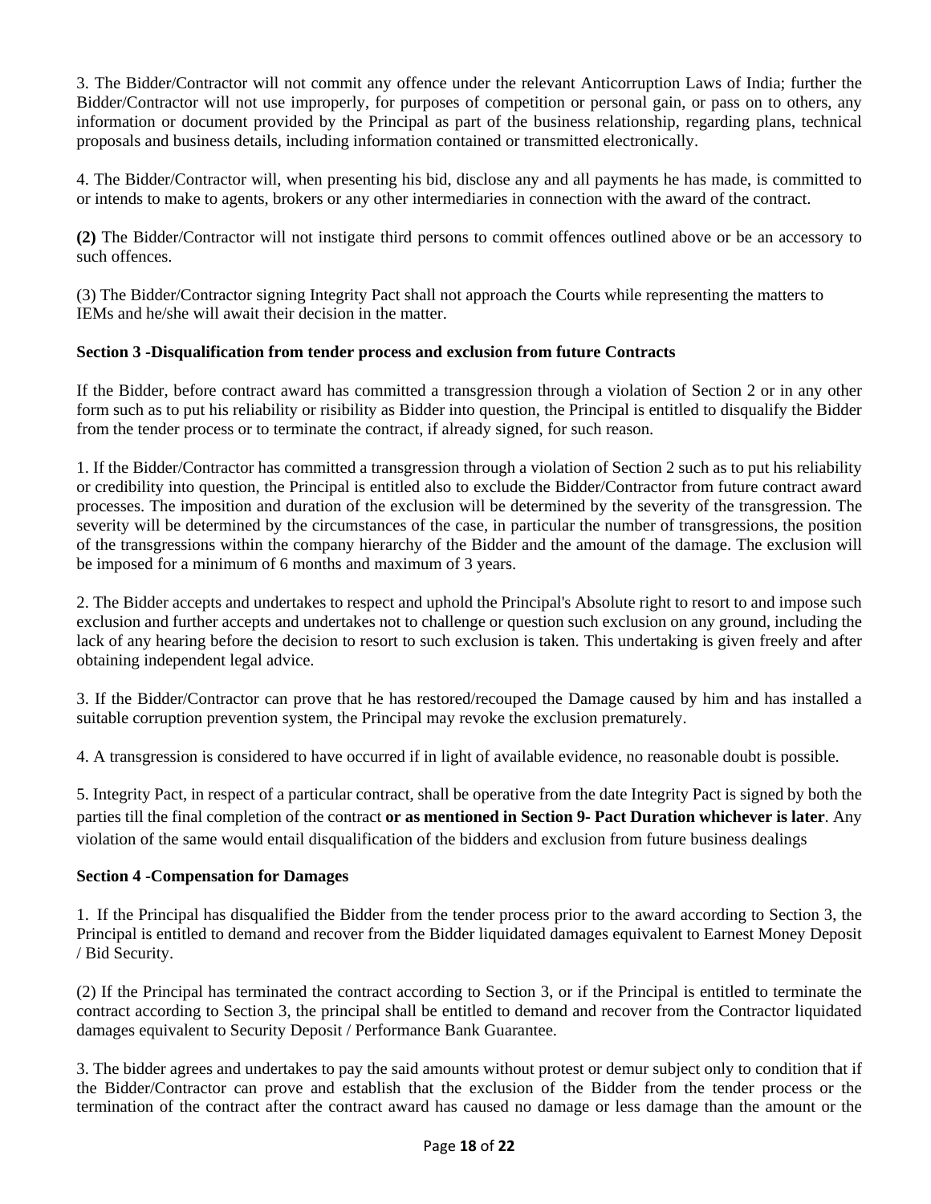3. The Bidder/Contractor will not commit any offence under the relevant Anticorruption Laws of India; further the Bidder/Contractor will not use improperly, for purposes of competition or personal gain, or pass on to others, any information or document provided by the Principal as part of the business relationship, regarding plans, technical proposals and business details, including information contained or transmitted electronically.

4. The Bidder/Contractor will, when presenting his bid, disclose any and all payments he has made, is committed to or intends to make to agents, brokers or any other intermediaries in connection with the award of the contract.

**(2)** The Bidder/Contractor will not instigate third persons to commit offences outlined above or be an accessory to such offences.

(3) The Bidder/Contractor signing Integrity Pact shall not approach the Courts while representing the matters to IEMs and he/she will await their decision in the matter.

**Section 3 -Disqualification from tender process and exclusion from future Contracts**

If the Bidder, before contract award has committed a transgression through a violation of Section 2 or in any other form such as to put his reliability or risibility as Bidder into question, the Principal is entitled to disqualify the Bidder from the tender process or to terminate the contract, if already signed, for such reason.

1. If the Bidder/Contractor has committed a transgression through a violation of Section 2 such as to put his reliability or credibility into question, the Principal is entitled also to exclude the Bidder/Contractor from future contract award processes. The imposition and duration of the exclusion will be determined by the severity of the transgression. The severity will be determined by the circumstances of the case, in particular the number of transgressions, the position of the transgressions within the company hierarchy of the Bidder and the amount of the damage. The exclusion will be imposed for a minimum of 6 months and maximum of 3 years.

2. The Bidder accepts and undertakes to respect and uphold the Principal's Absolute right to resort to and impose such exclusion and further accepts and undertakes not to challenge or question such exclusion on any ground, including the lack of any hearing before the decision to resort to such exclusion is taken. This undertaking is given freely and after obtaining independent legal advice.

3. If the Bidder/Contractor can prove that he has restored/recouped the Damage caused by him and has installed a suitable corruption prevention system, the Principal may revoke the exclusion prematurely.

4. A transgression is considered to have occurred if in light of available evidence, no reasonable doubt is possible.

5. Integrity Pact, in respect of a particular contract, shall be operative from the date Integrity Pact is signed by both the parties till the final completion of the contract **or as mentioned in Section 9- Pact Duration whichever is later**. Any violation of the same would entail disqualification of the bidders and exclusion from future business dealings

**Section 4 -Compensation for Damages**

1. If the Principal has disqualified the Bidder from the tender process prior to the award according to Section 3, the Principal is entitled to demand and recover from the Bidder liquidated damages equivalent to Earnest Money Deposit / Bid Security.

(2) If the Principal has terminated the contract according to Section 3, or if the Principal is entitled to terminate the contract according to Section 3, the principal shall be entitled to demand and recover from the Contractor liquidated damages equivalent to Security Deposit / Performance Bank Guarantee.

3. The bidder agrees and undertakes to pay the said amounts without protest or demur subject only to condition that if the Bidder/Contractor can prove and establish that the exclusion of the Bidder from the tender process or the termination of the contract after the contract award has caused no damage or less damage than the amount or the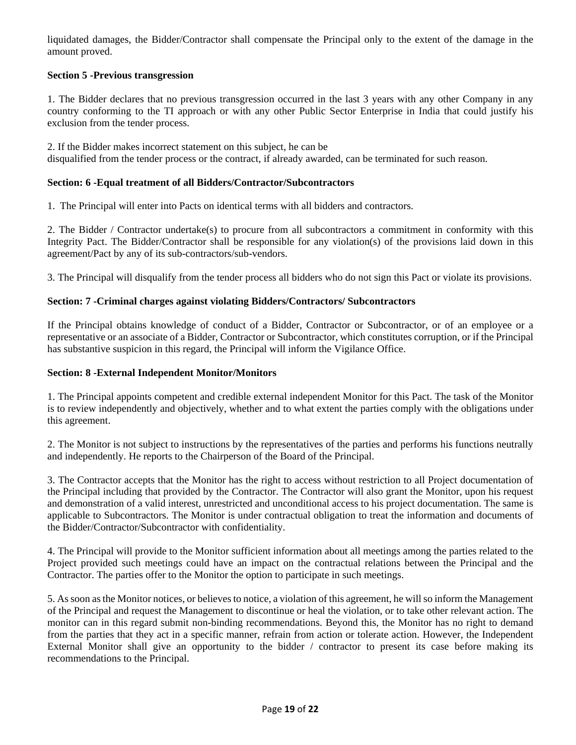liquidated damages, the Bidder/Contractor shall compensate the Principal only to the extent of the damage in the amount proved.

**Section 5 -Previous transgression**

1. The Bidder declares that no previous transgression occurred in the last 3 years with any other Company in any country conforming to the TI approach or with any other Public Sector Enterprise in India that could justify his exclusion from the tender process.

2. If the Bidder makes incorrect statement on this subject, he can be disqualified from the tender process or the contract, if already awarded, can be terminated for such reason.

**Section: 6 -Equal treatment of all Bidders/Contractor/Subcontractors**

1. The Principal will enter into Pacts on identical terms with all bidders and contractors.

2. The Bidder / Contractor undertake(s) to procure from all subcontractors a commitment in conformity with this Integrity Pact. The Bidder/Contractor shall be responsible for any violation(s) of the provisions laid down in this agreement/Pact by any of its sub-contractors/sub-vendors.

3. The Principal will disqualify from the tender process all bidders who do not sign this Pact or violate its provisions.

**Section: 7 -Criminal charges against violating Bidders/Contractors/ Subcontractors**

If the Principal obtains knowledge of conduct of a Bidder, Contractor or Subcontractor, or of an employee or a representative or an associate of a Bidder, Contractor or Subcontractor, which constitutes corruption, or if the Principal has substantive suspicion in this regard, the Principal will inform the Vigilance Office.

**Section: 8 -External Independent Monitor/Monitors**

1. The Principal appoints competent and credible external independent Monitor for this Pact. The task of the Monitor is to review independently and objectively, whether and to what extent the parties comply with the obligations under this agreement.

2. The Monitor is not subject to instructions by the representatives of the parties and performs his functions neutrally and independently. He reports to the Chairperson of the Board of the Principal.

3. The Contractor accepts that the Monitor has the right to access without restriction to all Project documentation of the Principal including that provided by the Contractor. The Contractor will also grant the Monitor, upon his request and demonstration of a valid interest, unrestricted and unconditional access to his project documentation. The same is applicable to Subcontractors. The Monitor is under contractual obligation to treat the information and documents of the Bidder/Contractor/Subcontractor with confidentiality.

4. The Principal will provide to the Monitor sufficient information about all meetings among the parties related to the Project provided such meetings could have an impact on the contractual relations between the Principal and the Contractor. The parties offer to the Monitor the option to participate in such meetings.

5. As soon as the Monitor notices, or believes to notice, a violation of this agreement, he will so inform the Management of the Principal and request the Management to discontinue or heal the violation, or to take other relevant action. The monitor can in this regard submit non-binding recommendations. Beyond this, the Monitor has no right to demand from the parties that they act in a specific manner, refrain from action or tolerate action. However, the Independent External Monitor shall give an opportunity to the bidder / contractor to present its case before making its recommendations to the Principal.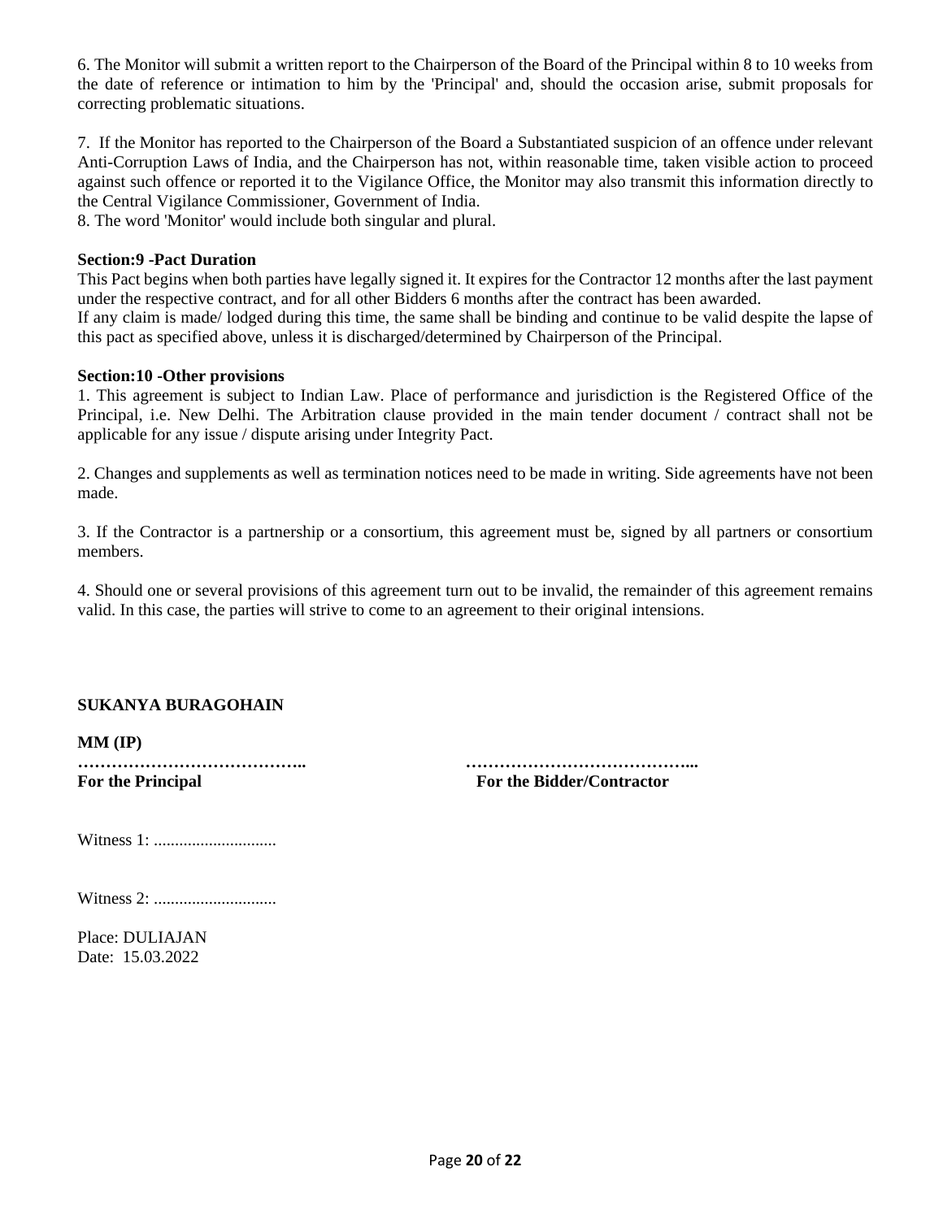6. The Monitor will submit a written report to the Chairperson of the Board of the Principal within 8 to 10 weeks from the date of reference or intimation to him by the 'Principal' and, should the occasion arise, submit proposals for correcting problematic situations.

7. If the Monitor has reported to the Chairperson of the Board a Substantiated suspicion of an offence under relevant Anti-Corruption Laws of India, and the Chairperson has not, within reasonable time, taken visible action to proceed against such offence or reported it to the Vigilance Office, the Monitor may also transmit this information directly to the Central Vigilance Commissioner, Government of India.

8. The word 'Monitor' would include both singular and plural.

**Section:9 -Pact Duration**

This Pact begins when both parties have legally signed it. It expires for the Contractor 12 months after the last payment under the respective contract, and for all other Bidders 6 months after the contract has been awarded.

If any claim is made/ lodged during this time, the same shall be binding and continue to be valid despite the lapse of this pact as specified above, unless it is discharged/determined by Chairperson of the Principal.

**Section:10 -Other provisions**

1. This agreement is subject to Indian Law. Place of performance and jurisdiction is the Registered Office of the Principal, i.e. New Delhi. The Arbitration clause provided in the main tender document / contract shall not be applicable for any issue / dispute arising under Integrity Pact.

2. Changes and supplements as well as termination notices need to be made in writing. Side agreements have not been made.

3. If the Contractor is a partnership or a consortium, this agreement must be, signed by all partners or consortium members.

4. Should one or several provisions of this agreement turn out to be invalid, the remainder of this agreement remains valid. In this case, the parties will strive to come to an agreement to their original intensions.

**SUKANYA BURAGOHAIN**

**MM (IP)**

**…………………………………..** **…………………………………...**

**For the Principal** **For the Bidder/Contractor**

Witness 1: ............................

Witness 2: ............................

Place: DULIAJAN

Date: 15.03.2022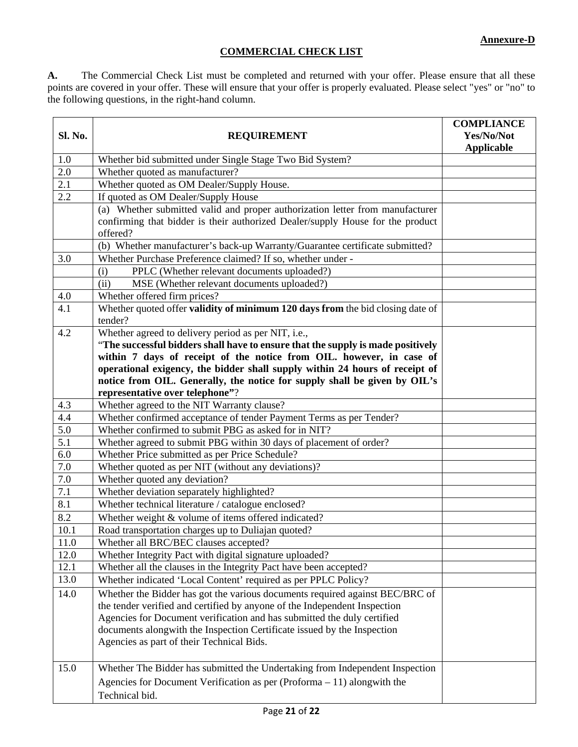**Annexure-D**

## COMMERCIAL CHECK LIST

**A.** The Commercial Check List must be completed and returned with your offer. Please ensure that all these points are covered in your offer. These will ensure that your offer is properly evaluated. Please select "yes" or "no" to the following questions, in the right-hand column.

| Sl. No. | REQUIREMENT | COMPLIANCE Yes/No/Not Applicable |
|---|---|---|
| 1.0 | Whether bid submitted under Single Stage Two Bid System? | |
| 2.0 | Whether quoted as manufacturer? | |
| 2.1 | Whether quoted as OM Dealer/Supply House. | |
| 2.2 | If quoted as OM Dealer/Supply House | |
| | (a) Whether submitted valid and proper authorization letter from manufacturer confirming that bidder is their authorized Dealer/supply House for the product offered? | |
| | (b) Whether manufacturer's back-up Warranty/Guarantee certificate submitted? | |
| 3.0 | Whether Purchase Preference claimed? If so, whether under - | |
| | (i) PPLC (Whether relevant documents uploaded?) | |
| | (ii) MSE (Whether relevant documents uploaded?) | |
| 4.0 | Whether offered firm prices? | |
| 4.1 | Whether quoted offer **validity of minimum 120 days from** the bid closing date of tender? | |
| 4.2 | Whether agreed to delivery period as per NIT, i.e., "**The successful bidders shall have to ensure that the supply is made positively within 7 days of receipt of the notice from OIL. however, in case of operational exigency, the bidder shall supply within 24 hours of receipt of notice from OIL. Generally, the notice for supply shall be given by OIL's representative over telephone"**? | |
| 4.3 | Whether agreed to the NIT Warranty clause? | |
| 4.4 | Whether confirmed acceptance of tender Payment Terms as per Tender? | |
| 5.0 | Whether confirmed to submit PBG as asked for in NIT? | |
| 5.1 | Whether agreed to submit PBG within 30 days of placement of order? | |
| 6.0 | Whether Price submitted as per Price Schedule? | |
| 7.0 | Whether quoted as per NIT (without any deviations)? | |
| 7.0 | Whether quoted any deviation? | |
| 7.1 | Whether deviation separately highlighted? | |
| 8.1 | Whether technical literature / catalogue enclosed? | |
| 8.2 | Whether weight & volume of items offered indicated? | |
| 10.1 | Road transportation charges up to Duliajan quoted? | |
| 11.0 | Whether all BRC/BEC clauses accepted? | |
| 12.0 | Whether Integrity Pact with digital signature uploaded? | |
| 12.1 | Whether all the clauses in the Integrity Pact have been accepted? | |
| 13.0 | Whether indicated 'Local Content' required as per PPLC Policy? | |
| 14.0 | Whether the Bidder has got the various documents required against BEC/BRC of the tender verified and certified by anyone of the Independent Inspection Agencies for Document verification and has submitted the duly certified documents alongwith the Inspection Certificate issued by the Inspection Agencies as part of their Technical Bids. | |
| 15.0 | Whether The Bidder has submitted the Undertaking from Independent Inspection Agencies for Document Verification as per (Proforma – 11) alongwith the Technical bid. | |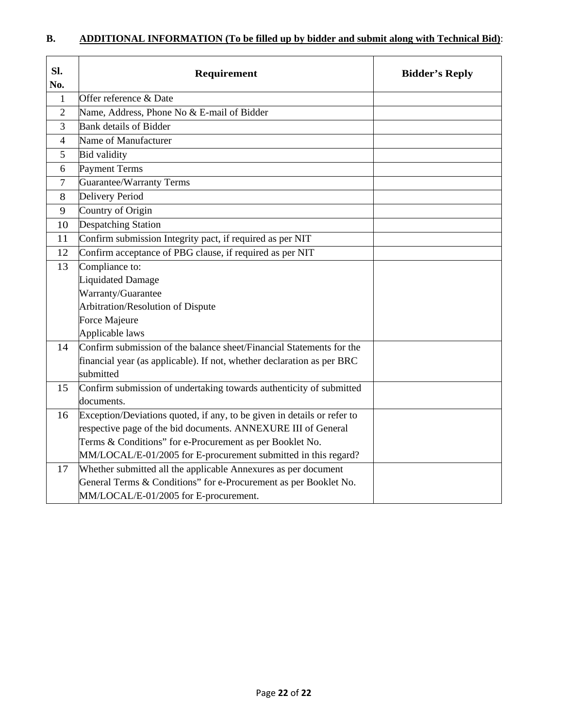**B. ADDITIONAL INFORMATION (To be filled up by bidder and submit along with Technical Bid)**:

| Sl. No. | Requirement | Bidder's Reply |
|---|---|---|
| 1 | Offer reference & Date | |
| 2 | Name, Address, Phone No & E-mail of Bidder | |
| 3 | Bank details of Bidder | |
| 4 | Name of Manufacturer | |
| 5 | Bid validity | |
| 6 | Payment Terms | |
| 7 | Guarantee/Warranty Terms | |
| 8 | Delivery Period | |
| 9 | Country of Origin | |
| 10 | Despatching Station | |
| 11 | Confirm submission Integrity pact, if required as per NIT | |
| 12 | Confirm acceptance of PBG clause, if required as per NIT | |
| 13 | Compliance to:<br>Liquidated Damage<br>Warranty/Guarantee<br>Arbitration/Resolution of Dispute<br>Force Majeure<br>Applicable laws | |
| 14 | Confirm submission of the balance sheet/Financial Statements for the financial year (as applicable). If not, whether declaration as per BRC submitted | |
| 15 | Confirm submission of undertaking towards authenticity of submitted documents. | |
| 16 | Exception/Deviations quoted, if any, to be given in details or refer to respective page of the bid documents. ANNEXURE III of General Terms & Conditions" for e-Procurement as per Booklet No. MM/LOCAL/E-01/2005 for E-procurement submitted in this regard? | |
| 17 | Whether submitted all the applicable Annexures as per document General Terms & Conditions" for e-Procurement as per Booklet No. MM/LOCAL/E-01/2005 for E-procurement. | |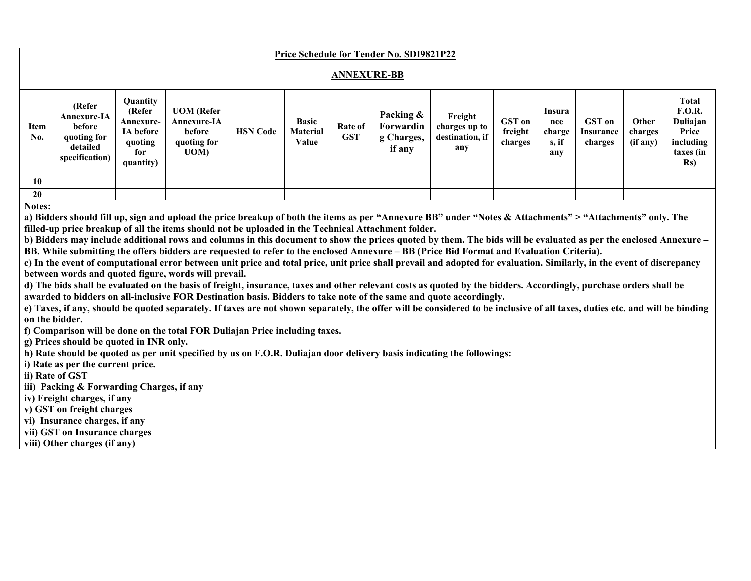**Price Schedule for Tender No. SDI9821P22**

**ANNEXURE-BB**

| Item No. | (Refer Annexure-IA before quoting for detailed specification) | Quantity (Refer Annexure-IA before quoting for quantity) | UOM (Refer Annexure-IA before quoting for UOM) | HSN Code | Basic Material Value | Rate of GST | Packing & Forwarding Charges, if any | Freight charges up to destination, if any | GST on freight charges | Insurance charges, if any | GST on Insurance charges | Other charges (if any) | Total F.O.R. Duliajan Price including taxes (in Rs) |
|---|---|---|---|---|---|---|---|---|---|---|---|---|---|
| 10 | | | | | | | | | | | | | |
| 20 | | | | | | | | | | | | | |

**Notes:**

**a) Bidders should fill up, sign and upload the price breakup of both the items as per "Annexure BB" under "Notes & Attachments" > "Attachments" only. The filled-up price breakup of all the items should not be uploaded in the Technical Attachment folder.**

**b) Bidders may include additional rows and columns in this document to show the prices quoted by them. The bids will be evaluated as per the enclosed Annexure – BB. While submitting the offers bidders are requested to refer to the enclosed Annexure – BB (Price Bid Format and Evaluation Criteria).**

**c) In the event of computational error between unit price and total price, unit price shall prevail and adopted for evaluation. Similarly, in the event of discrepancy between words and quoted figure, words will prevail.**

**d) The bids shall be evaluated on the basis of freight, insurance, taxes and other relevant costs as quoted by the bidders. Accordingly, purchase orders shall be awarded to bidders on all-inclusive FOR Destination basis. Bidders to take note of the same and quote accordingly.**

**e) Taxes, if any, should be quoted separately. If taxes are not shown separately, the offer will be considered to be inclusive of all taxes, duties etc. and will be binding on the bidder.**

**f) Comparison will be done on the total FOR Duliajan Price including taxes.**

**g) Prices should be quoted in INR only.**

**h) Rate should be quoted as per unit specified by us on F.O.R. Duliajan door delivery basis indicating the followings:**

**i) Rate as per the current price.**
**ii) Rate of GST**
**iii) Packing & Forwarding Charges, if any**
**iv) Freight charges, if any**
**v) GST on freight charges**
**vi) Insurance charges, if any**
**vii) GST on Insurance charges**
**viii) Other charges (if any)**